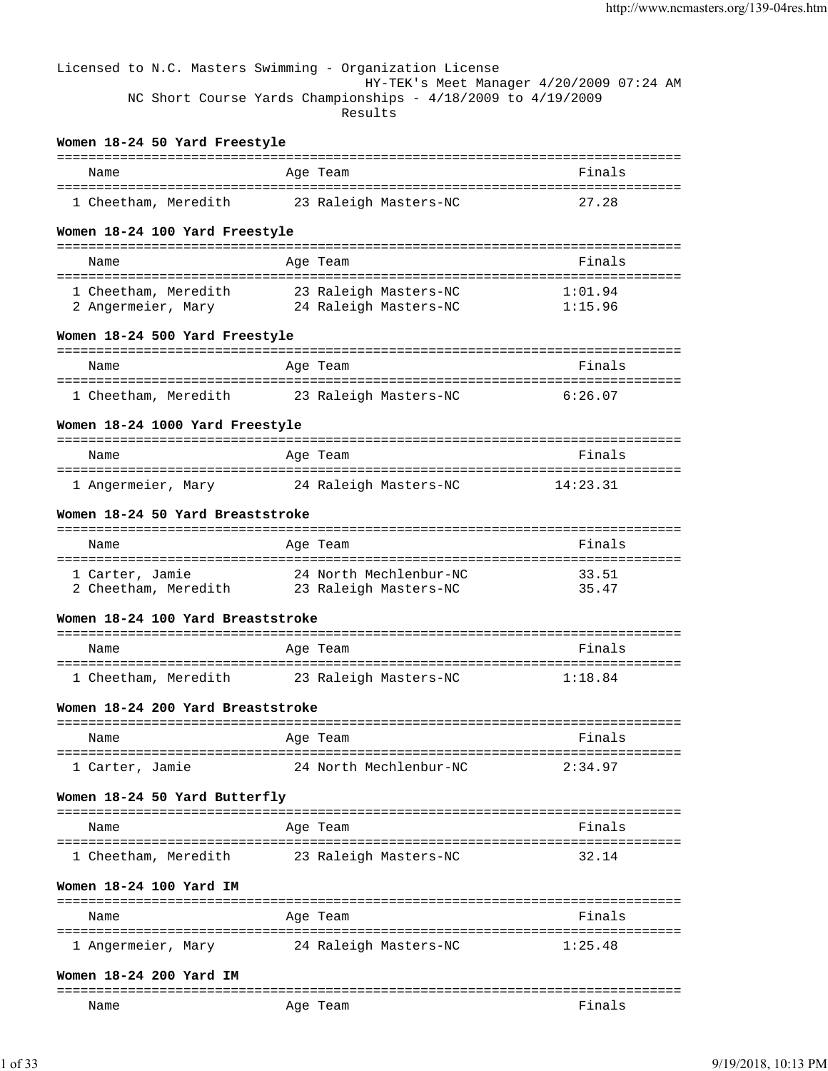Licensed to N.C. Masters Swimming - Organization License
HY-TEK's Meet Manager 4/20/2009 07:24 AM
NC Short Course Yards Championships - 4/18/2009 to 4/19/2009
Results

### Women 18-24 50 Yard Freestyle

| | Name | Age | Team | Finals |
|---|---|---|---|---|
| 1 | Cheetham, Meredith | 23 | Raleigh Masters-NC | 27.28 |

### Women 18-24 100 Yard Freestyle

| | Name | Age | Team | Finals |
|---|---|---|---|---|
| 1 | Cheetham, Meredith | 23 | Raleigh Masters-NC | 1:01.94 |
| 2 | Angermeier, Mary | 24 | Raleigh Masters-NC | 1:15.96 |

### Women 18-24 500 Yard Freestyle

| | Name | Age | Team | Finals |
|---|---|---|---|---|
| 1 | Cheetham, Meredith | 23 | Raleigh Masters-NC | 6:26.07 |

### Women 18-24 1000 Yard Freestyle

| | Name | Age | Team | Finals |
|---|---|---|---|---|
| 1 | Angermeier, Mary | 24 | Raleigh Masters-NC | 14:23.31 |

### Women 18-24 50 Yard Breaststroke

| | Name | Age | Team | Finals |
|---|---|---|---|---|
| 1 | Carter, Jamie | 24 | North Mechlenbur-NC | 33.51 |
| 2 | Cheetham, Meredith | 23 | Raleigh Masters-NC | 35.47 |

### Women 18-24 100 Yard Breaststroke

| | Name | Age | Team | Finals |
|---|---|---|---|---|
| 1 | Cheetham, Meredith | 23 | Raleigh Masters-NC | 1:18.84 |

### Women 18-24 200 Yard Breaststroke

| | Name | Age | Team | Finals |
|---|---|---|---|---|
| 1 | Carter, Jamie | 24 | North Mechlenbur-NC | 2:34.97 |

### Women 18-24 50 Yard Butterfly

| | Name | Age | Team | Finals |
|---|---|---|---|---|
| 1 | Cheetham, Meredith | 23 | Raleigh Masters-NC | 32.14 |

### Women 18-24 100 Yard IM

| | Name | Age | Team | Finals |
|---|---|---|---|---|
| 1 | Angermeier, Mary | 24 | Raleigh Masters-NC | 1:25.48 |

### Women 18-24 200 Yard IM

| | Name | Age | Team | Finals |
|---|---|---|---|---|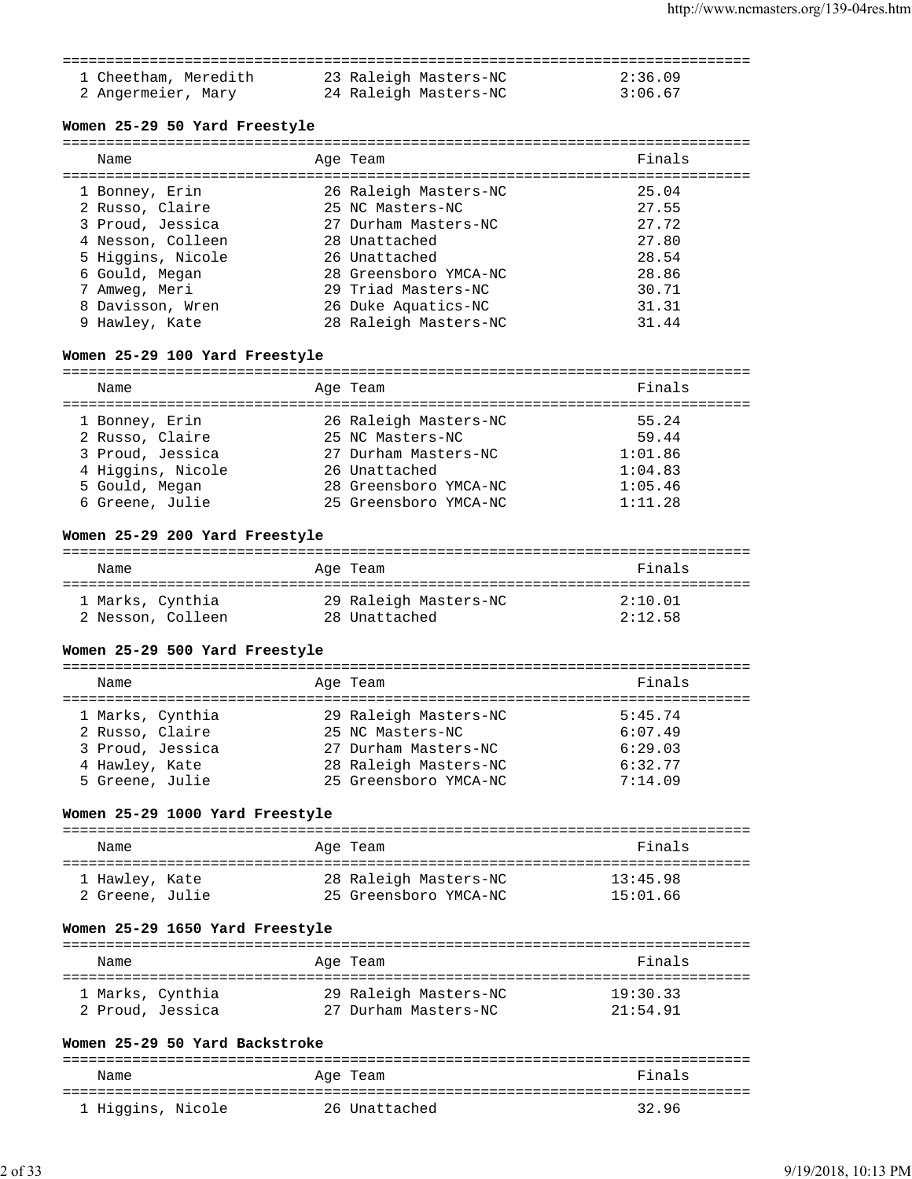| | Name | Age | Team | Finals |
|---|---|---|---|---|
| 1 | Cheetham, Meredith | 23 | Raleigh Masters-NC | 2:36.09 |
| 2 | Angermeier, Mary | 24 | Raleigh Masters-NC | 3:06.67 |

**Women 25-29 50 Yard Freestyle**

| | Name | Age | Team | Finals |
|---|---|---|---|---|
| 1 | Bonney, Erin | 26 | Raleigh Masters-NC | 25.04 |
| 2 | Russo, Claire | 25 | NC Masters-NC | 27.55 |
| 3 | Proud, Jessica | 27 | Durham Masters-NC | 27.72 |
| 4 | Nesson, Colleen | 28 | Unattached | 27.80 |
| 5 | Higgins, Nicole | 26 | Unattached | 28.54 |
| 6 | Gould, Megan | 28 | Greensboro YMCA-NC | 28.86 |
| 7 | Amweg, Meri | 29 | Triad Masters-NC | 30.71 |
| 8 | Davisson, Wren | 26 | Duke Aquatics-NC | 31.31 |
| 9 | Hawley, Kate | 28 | Raleigh Masters-NC | 31.44 |

**Women 25-29 100 Yard Freestyle**

| | Name | Age | Team | Finals |
|---|---|---|---|---|
| 1 | Bonney, Erin | 26 | Raleigh Masters-NC | 55.24 |
| 2 | Russo, Claire | 25 | NC Masters-NC | 59.44 |
| 3 | Proud, Jessica | 27 | Durham Masters-NC | 1:01.86 |
| 4 | Higgins, Nicole | 26 | Unattached | 1:04.83 |
| 5 | Gould, Megan | 28 | Greensboro YMCA-NC | 1:05.46 |
| 6 | Greene, Julie | 25 | Greensboro YMCA-NC | 1:11.28 |

**Women 25-29 200 Yard Freestyle**

| | Name | Age | Team | Finals |
|---|---|---|---|---|
| 1 | Marks, Cynthia | 29 | Raleigh Masters-NC | 2:10.01 |
| 2 | Nesson, Colleen | 28 | Unattached | 2:12.58 |

**Women 25-29 500 Yard Freestyle**

| | Name | Age | Team | Finals |
|---|---|---|---|---|
| 1 | Marks, Cynthia | 29 | Raleigh Masters-NC | 5:45.74 |
| 2 | Russo, Claire | 25 | NC Masters-NC | 6:07.49 |
| 3 | Proud, Jessica | 27 | Durham Masters-NC | 6:29.03 |
| 4 | Hawley, Kate | 28 | Raleigh Masters-NC | 6:32.77 |
| 5 | Greene, Julie | 25 | Greensboro YMCA-NC | 7:14.09 |

**Women 25-29 1000 Yard Freestyle**

| | Name | Age | Team | Finals |
|---|---|---|---|---|
| 1 | Hawley, Kate | 28 | Raleigh Masters-NC | 13:45.98 |
| 2 | Greene, Julie | 25 | Greensboro YMCA-NC | 15:01.66 |

**Women 25-29 1650 Yard Freestyle**

| | Name | Age | Team | Finals |
|---|---|---|---|---|
| 1 | Marks, Cynthia | 29 | Raleigh Masters-NC | 19:30.33 |
| 2 | Proud, Jessica | 27 | Durham Masters-NC | 21:54.91 |

**Women 25-29 50 Yard Backstroke**

| | Name | Age | Team | Finals |
|---|---|---|---|---|
| 1 | Higgins, Nicole | 26 | Unattached | 32.96 |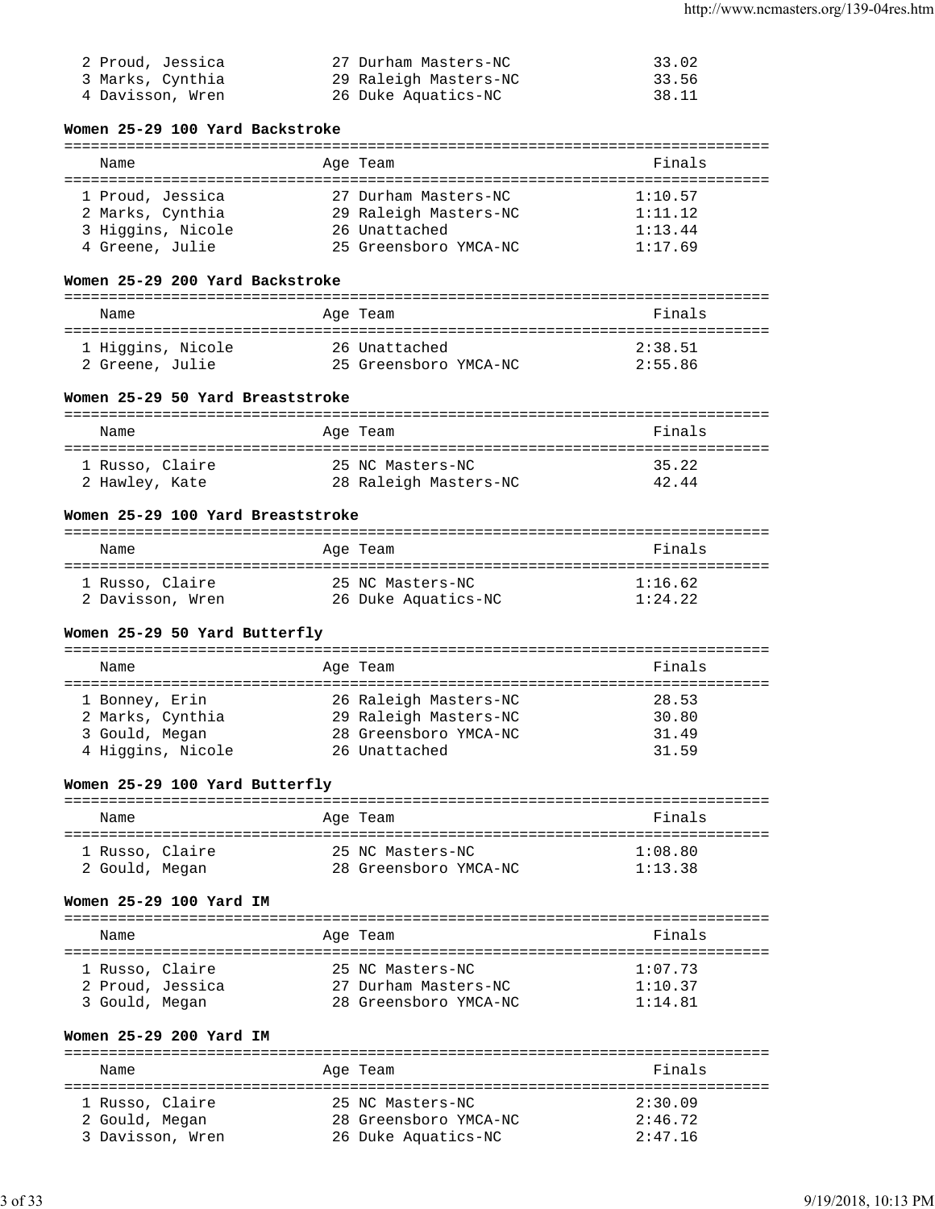| | Name | Age | Team | Finals |
|---|---|---|---|---|
| 2 | Proud, Jessica | 27 | Durham Masters-NC | 33.02 |
| 3 | Marks, Cynthia | 29 | Raleigh Masters-NC | 33.56 |
| 4 | Davisson, Wren | 26 | Duke Aquatics-NC | 38.11 |

### Women 25-29 100 Yard Backstroke

| | Name | Age | Team | Finals |
|---|---|---|---|---|
| 1 | Proud, Jessica | 27 | Durham Masters-NC | 1:10.57 |
| 2 | Marks, Cynthia | 29 | Raleigh Masters-NC | 1:11.12 |
| 3 | Higgins, Nicole | 26 | Unattached | 1:13.44 |
| 4 | Greene, Julie | 25 | Greensboro YMCA-NC | 1:17.69 |

### Women 25-29 200 Yard Backstroke

| | Name | Age | Team | Finals |
|---|---|---|---|---|
| 1 | Higgins, Nicole | 26 | Unattached | 2:38.51 |
| 2 | Greene, Julie | 25 | Greensboro YMCA-NC | 2:55.86 |

### Women 25-29 50 Yard Breaststroke

| | Name | Age | Team | Finals |
|---|---|---|---|---|
| 1 | Russo, Claire | 25 | NC Masters-NC | 35.22 |
| 2 | Hawley, Kate | 28 | Raleigh Masters-NC | 42.44 |

### Women 25-29 100 Yard Breaststroke

| | Name | Age | Team | Finals |
|---|---|---|---|---|
| 1 | Russo, Claire | 25 | NC Masters-NC | 1:16.62 |
| 2 | Davisson, Wren | 26 | Duke Aquatics-NC | 1:24.22 |

### Women 25-29 50 Yard Butterfly

| | Name | Age | Team | Finals |
|---|---|---|---|---|
| 1 | Bonney, Erin | 26 | Raleigh Masters-NC | 28.53 |
| 2 | Marks, Cynthia | 29 | Raleigh Masters-NC | 30.80 |
| 3 | Gould, Megan | 28 | Greensboro YMCA-NC | 31.49 |
| 4 | Higgins, Nicole | 26 | Unattached | 31.59 |

### Women 25-29 100 Yard Butterfly

| | Name | Age | Team | Finals |
|---|---|---|---|---|
| 1 | Russo, Claire | 25 | NC Masters-NC | 1:08.80 |
| 2 | Gould, Megan | 28 | Greensboro YMCA-NC | 1:13.38 |

### Women 25-29 100 Yard IM

| | Name | Age | Team | Finals |
|---|---|---|---|---|
| 1 | Russo, Claire | 25 | NC Masters-NC | 1:07.73 |
| 2 | Proud, Jessica | 27 | Durham Masters-NC | 1:10.37 |
| 3 | Gould, Megan | 28 | Greensboro YMCA-NC | 1:14.81 |

### Women 25-29 200 Yard IM

| | Name | Age | Team | Finals |
|---|---|---|---|---|
| 1 | Russo, Claire | 25 | NC Masters-NC | 2:30.09 |
| 2 | Gould, Megan | 28 | Greensboro YMCA-NC | 2:46.72 |
| 3 | Davisson, Wren | 26 | Duke Aquatics-NC | 2:47.16 |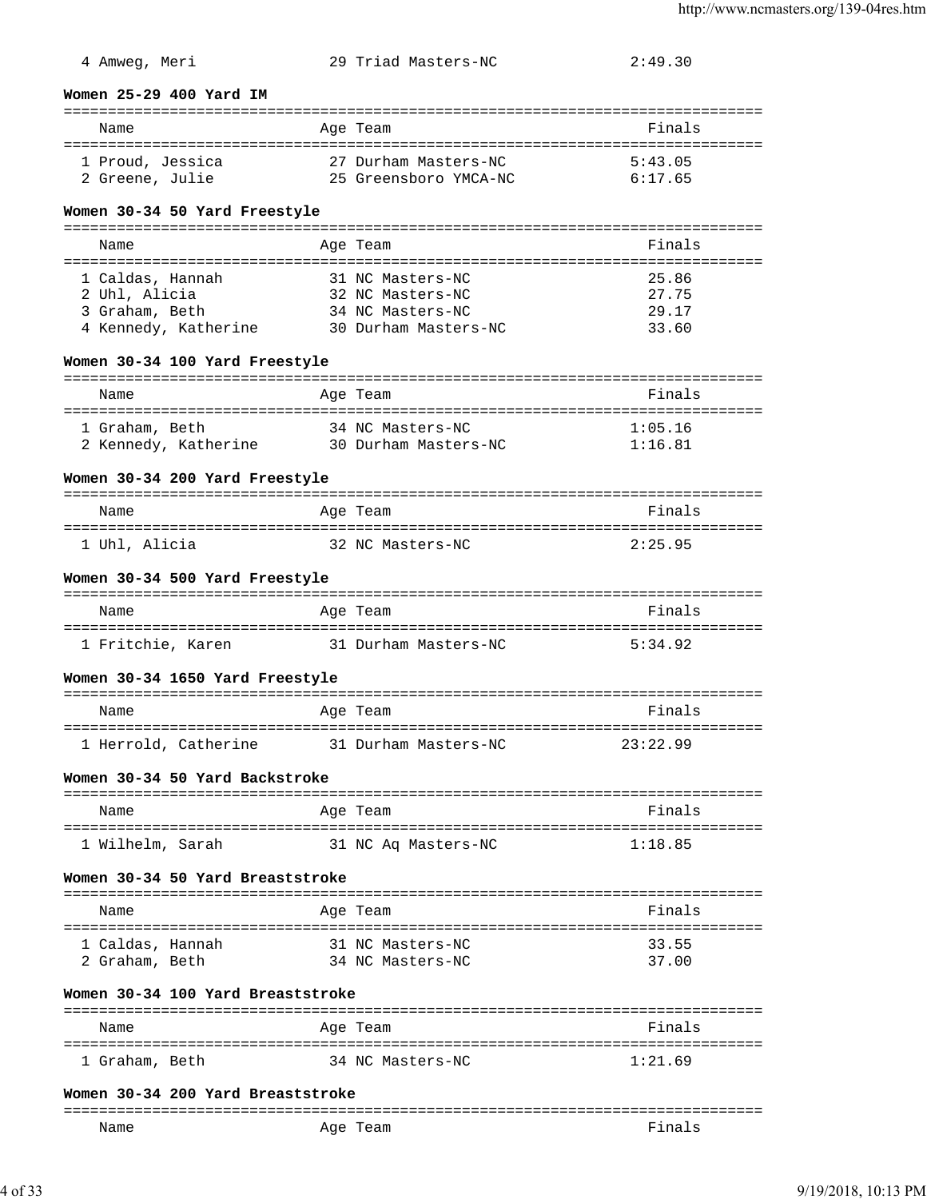| Name | Age | Team | Finals |
|---|---|---|---|
| 4 Amweg, Meri | 29 | Triad Masters-NC | 2:49.30 |

**Women 25-29 400 Yard IM**

| Name | Age | Team | Finals |
|---|---|---|---|
| 1 Proud, Jessica | 27 | Durham Masters-NC | 5:43.05 |
| 2 Greene, Julie | 25 | Greensboro YMCA-NC | 6:17.65 |

**Women 30-34 50 Yard Freestyle**

| Name | Age | Team | Finals |
|---|---|---|---|
| 1 Caldas, Hannah | 31 | NC Masters-NC | 25.86 |
| 2 Uhl, Alicia | 32 | NC Masters-NC | 27.75 |
| 3 Graham, Beth | 34 | NC Masters-NC | 29.17 |
| 4 Kennedy, Katherine | 30 | Durham Masters-NC | 33.60 |

**Women 30-34 100 Yard Freestyle**

| Name | Age | Team | Finals |
|---|---|---|---|
| 1 Graham, Beth | 34 | NC Masters-NC | 1:05.16 |
| 2 Kennedy, Katherine | 30 | Durham Masters-NC | 1:16.81 |

**Women 30-34 200 Yard Freestyle**

| Name | Age | Team | Finals |
|---|---|---|---|
| 1 Uhl, Alicia | 32 | NC Masters-NC | 2:25.95 |

**Women 30-34 500 Yard Freestyle**

| Name | Age | Team | Finals |
|---|---|---|---|
| 1 Fritchie, Karen | 31 | Durham Masters-NC | 5:34.92 |

**Women 30-34 1650 Yard Freestyle**

| Name | Age | Team | Finals |
|---|---|---|---|
| 1 Herrold, Catherine | 31 | Durham Masters-NC | 23:22.99 |

**Women 30-34 50 Yard Backstroke**

| Name | Age | Team | Finals |
|---|---|---|---|
| 1 Wilhelm, Sarah | 31 | NC Aq Masters-NC | 1:18.85 |

**Women 30-34 50 Yard Breaststroke**

| Name | Age | Team | Finals |
|---|---|---|---|
| 1 Caldas, Hannah | 31 | NC Masters-NC | 33.55 |
| 2 Graham, Beth | 34 | NC Masters-NC | 37.00 |

**Women 30-34 100 Yard Breaststroke**

| Name | Age | Team | Finals |
|---|---|---|---|
| 1 Graham, Beth | 34 | NC Masters-NC | 1:21.69 |

**Women 30-34 200 Yard Breaststroke**

| Name | Age | Team | Finals |
|---|---|---|---|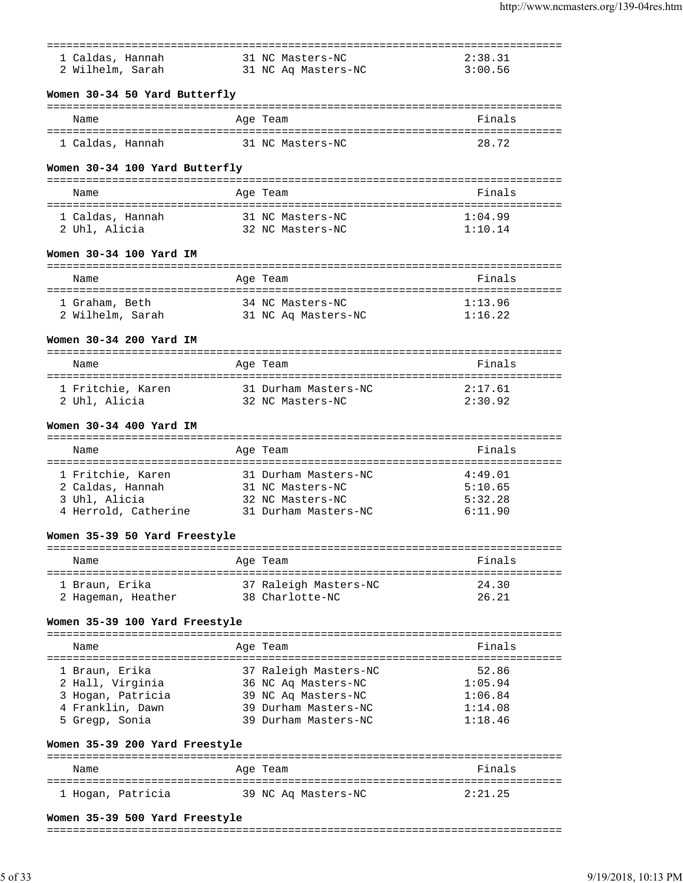| Name | Age | Team | Finals |
|---|---|---|---|
| 1 Caldas, Hannah | 31 | NC Masters-NC | 2:38.31 |
| 2 Wilhelm, Sarah | 31 | NC Aq Masters-NC | 3:00.56 |

**Women 30-34 50 Yard Butterfly**

| Name | Age | Team | Finals |
|---|---|---|---|
| 1 Caldas, Hannah | 31 | NC Masters-NC | 28.72 |

**Women 30-34 100 Yard Butterfly**

| Name | Age | Team | Finals |
|---|---|---|---|
| 1 Caldas, Hannah | 31 | NC Masters-NC | 1:04.99 |
| 2 Uhl, Alicia | 32 | NC Masters-NC | 1:10.14 |

**Women 30-34 100 Yard IM**

| Name | Age | Team | Finals |
|---|---|---|---|
| 1 Graham, Beth | 34 | NC Masters-NC | 1:13.96 |
| 2 Wilhelm, Sarah | 31 | NC Aq Masters-NC | 1:16.22 |

**Women 30-34 200 Yard IM**

| Name | Age | Team | Finals |
|---|---|---|---|
| 1 Fritchie, Karen | 31 | Durham Masters-NC | 2:17.61 |
| 2 Uhl, Alicia | 32 | NC Masters-NC | 2:30.92 |

**Women 30-34 400 Yard IM**

| Name | Age | Team | Finals |
|---|---|---|---|
| 1 Fritchie, Karen | 31 | Durham Masters-NC | 4:49.01 |
| 2 Caldas, Hannah | 31 | NC Masters-NC | 5:10.65 |
| 3 Uhl, Alicia | 32 | NC Masters-NC | 5:32.28 |
| 4 Herrold, Catherine | 31 | Durham Masters-NC | 6:11.90 |

**Women 35-39 50 Yard Freestyle**

| Name | Age | Team | Finals |
|---|---|---|---|
| 1 Braun, Erika | 37 | Raleigh Masters-NC | 24.30 |
| 2 Hageman, Heather | 38 | Charlotte-NC | 26.21 |

**Women 35-39 100 Yard Freestyle**

| Name | Age | Team | Finals |
|---|---|---|---|
| 1 Braun, Erika | 37 | Raleigh Masters-NC | 52.86 |
| 2 Hall, Virginia | 36 | NC Aq Masters-NC | 1:05.94 |
| 3 Hogan, Patricia | 39 | NC Aq Masters-NC | 1:06.84 |
| 4 Franklin, Dawn | 39 | Durham Masters-NC | 1:14.08 |
| 5 Gregp, Sonia | 39 | Durham Masters-NC | 1:18.46 |

**Women 35-39 200 Yard Freestyle**

| Name | Age | Team | Finals |
|---|---|---|---|
| 1 Hogan, Patricia | 39 | NC Aq Masters-NC | 2:21.25 |

**Women 35-39 500 Yard Freestyle**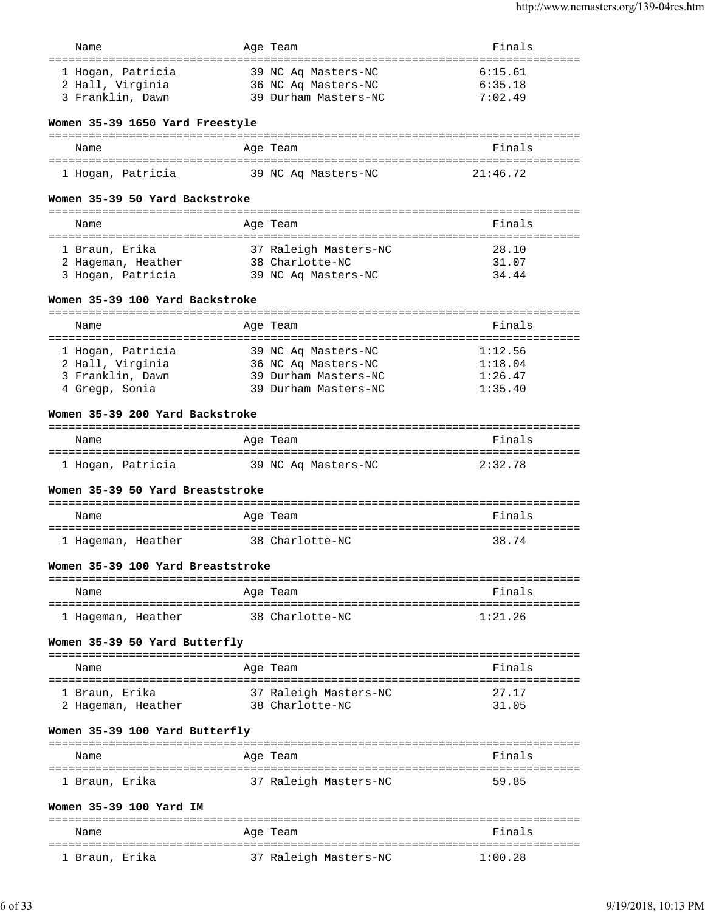| Name | Age | Team | Finals |
|---|---|---|---|
| 1 Hogan, Patricia | 39 | NC Aq Masters-NC | 6:15.61 |
| 2 Hall, Virginia | 36 | NC Aq Masters-NC | 6:35.18 |
| 3 Franklin, Dawn | 39 | Durham Masters-NC | 7:02.49 |

**Women 35-39 1650 Yard Freestyle**

| Name | Age | Team | Finals |
|---|---|---|---|
| 1 Hogan, Patricia | 39 | NC Aq Masters-NC | 21:46.72 |

**Women 35-39 50 Yard Backstroke**

| Name | Age | Team | Finals |
|---|---|---|---|
| 1 Braun, Erika | 37 | Raleigh Masters-NC | 28.10 |
| 2 Hageman, Heather | 38 | Charlotte-NC | 31.07 |
| 3 Hogan, Patricia | 39 | NC Aq Masters-NC | 34.44 |

**Women 35-39 100 Yard Backstroke**

| Name | Age | Team | Finals |
|---|---|---|---|
| 1 Hogan, Patricia | 39 | NC Aq Masters-NC | 1:12.56 |
| 2 Hall, Virginia | 36 | NC Aq Masters-NC | 1:18.04 |
| 3 Franklin, Dawn | 39 | Durham Masters-NC | 1:26.47 |
| 4 Gregp, Sonia | 39 | Durham Masters-NC | 1:35.40 |

**Women 35-39 200 Yard Backstroke**

| Name | Age | Team | Finals |
|---|---|---|---|
| 1 Hogan, Patricia | 39 | NC Aq Masters-NC | 2:32.78 |

**Women 35-39 50 Yard Breaststroke**

| Name | Age | Team | Finals |
|---|---|---|---|
| 1 Hageman, Heather | 38 | Charlotte-NC | 38.74 |

**Women 35-39 100 Yard Breaststroke**

| Name | Age | Team | Finals |
|---|---|---|---|
| 1 Hageman, Heather | 38 | Charlotte-NC | 1:21.26 |

**Women 35-39 50 Yard Butterfly**

| Name | Age | Team | Finals |
|---|---|---|---|
| 1 Braun, Erika | 37 | Raleigh Masters-NC | 27.17 |
| 2 Hageman, Heather | 38 | Charlotte-NC | 31.05 |

**Women 35-39 100 Yard Butterfly**

| Name | Age | Team | Finals |
|---|---|---|---|
| 1 Braun, Erika | 37 | Raleigh Masters-NC | 59.85 |

**Women 35-39 100 Yard IM**

| Name | Age | Team | Finals |
|---|---|---|---|
| 1 Braun, Erika | 37 | Raleigh Masters-NC | 1:00.28 |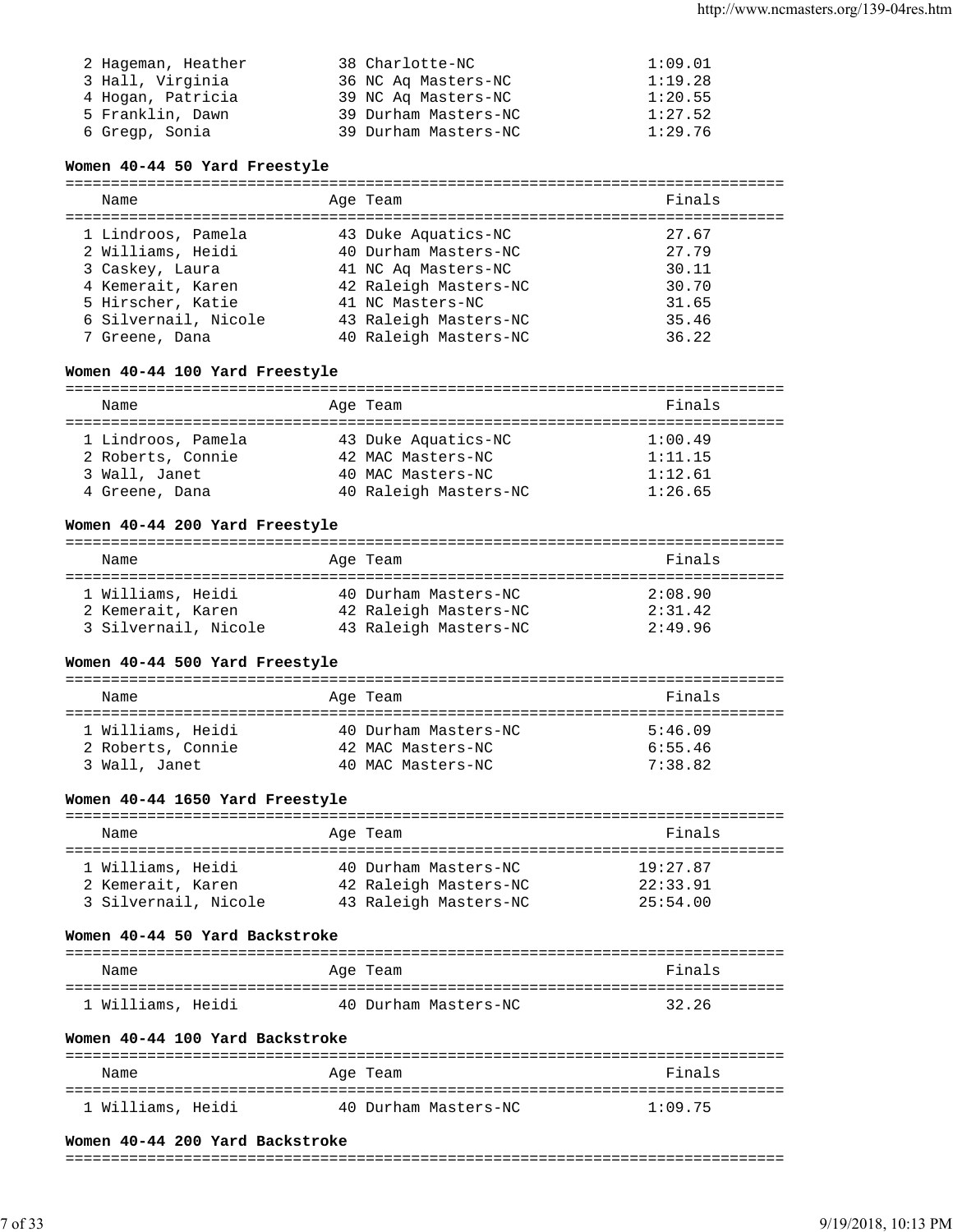| Place | Name | Age | Team | Finals |
|---|---|---|---|---|
| 2 | Hageman, Heather | 38 | Charlotte-NC | 1:09.01 |
| 3 | Hall, Virginia | 36 | NC Aq Masters-NC | 1:19.28 |
| 4 | Hogan, Patricia | 39 | NC Aq Masters-NC | 1:20.55 |
| 5 | Franklin, Dawn | 39 | Durham Masters-NC | 1:27.52 |
| 6 | Gregp, Sonia | 39 | Durham Masters-NC | 1:29.76 |

**Women 40-44 50 Yard Freestyle**

| Place | Name | Age | Team | Finals |
|---|---|---|---|---|
| 1 | Lindroos, Pamela | 43 | Duke Aquatics-NC | 27.67 |
| 2 | Williams, Heidi | 40 | Durham Masters-NC | 27.79 |
| 3 | Caskey, Laura | 41 | NC Aq Masters-NC | 30.11 |
| 4 | Kemerait, Karen | 42 | Raleigh Masters-NC | 30.70 |
| 5 | Hirscher, Katie | 41 | NC Masters-NC | 31.65 |
| 6 | Silvernail, Nicole | 43 | Raleigh Masters-NC | 35.46 |
| 7 | Greene, Dana | 40 | Raleigh Masters-NC | 36.22 |

**Women 40-44 100 Yard Freestyle**

| Place | Name | Age | Team | Finals |
|---|---|---|---|---|
| 1 | Lindroos, Pamela | 43 | Duke Aquatics-NC | 1:00.49 |
| 2 | Roberts, Connie | 42 | MAC Masters-NC | 1:11.15 |
| 3 | Wall, Janet | 40 | MAC Masters-NC | 1:12.61 |
| 4 | Greene, Dana | 40 | Raleigh Masters-NC | 1:26.65 |

**Women 40-44 200 Yard Freestyle**

| Place | Name | Age | Team | Finals |
|---|---|---|---|---|
| 1 | Williams, Heidi | 40 | Durham Masters-NC | 2:08.90 |
| 2 | Kemerait, Karen | 42 | Raleigh Masters-NC | 2:31.42 |
| 3 | Silvernail, Nicole | 43 | Raleigh Masters-NC | 2:49.96 |

**Women 40-44 500 Yard Freestyle**

| Place | Name | Age | Team | Finals |
|---|---|---|---|---|
| 1 | Williams, Heidi | 40 | Durham Masters-NC | 5:46.09 |
| 2 | Roberts, Connie | 42 | MAC Masters-NC | 6:55.46 |
| 3 | Wall, Janet | 40 | MAC Masters-NC | 7:38.82 |

**Women 40-44 1650 Yard Freestyle**

| Place | Name | Age | Team | Finals |
|---|---|---|---|---|
| 1 | Williams, Heidi | 40 | Durham Masters-NC | 19:27.87 |
| 2 | Kemerait, Karen | 42 | Raleigh Masters-NC | 22:33.91 |
| 3 | Silvernail, Nicole | 43 | Raleigh Masters-NC | 25:54.00 |

**Women 40-44 50 Yard Backstroke**

| Place | Name | Age | Team | Finals |
|---|---|---|---|---|
| 1 | Williams, Heidi | 40 | Durham Masters-NC | 32.26 |

**Women 40-44 100 Yard Backstroke**

| Place | Name | Age | Team | Finals |
|---|---|---|---|---|
| 1 | Williams, Heidi | 40 | Durham Masters-NC | 1:09.75 |

**Women 40-44 200 Yard Backstroke**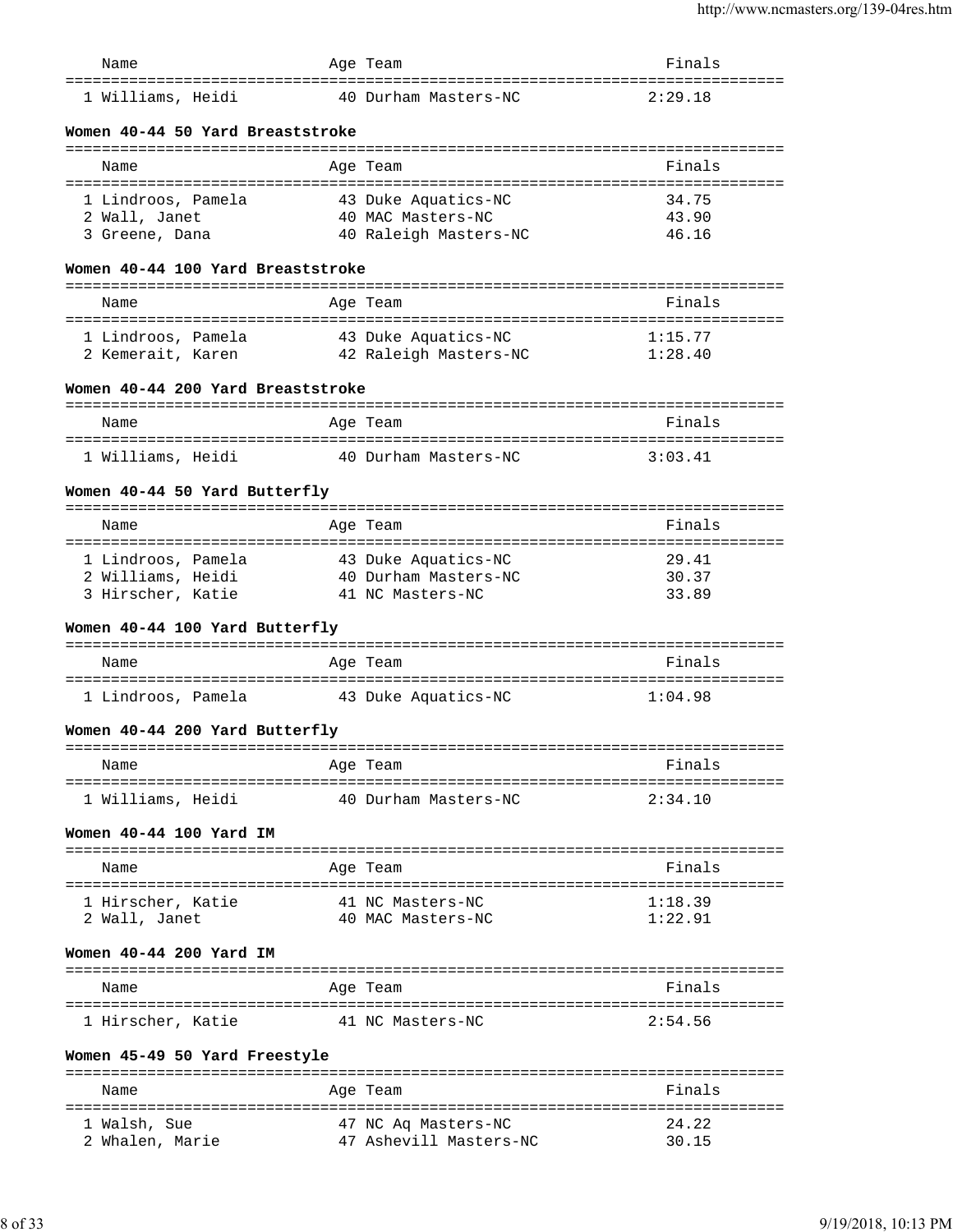| Name | Age | Team | Finals |
|---|---|---|---|
| 1 Williams, Heidi | 40 | Durham Masters-NC | 2:29.18 |

### Women 40-44 50 Yard Breaststroke

| Name | Age | Team | Finals |
|---|---|---|---|
| 1 Lindroos, Pamela | 43 | Duke Aquatics-NC | 34.75 |
| 2 Wall, Janet | 40 | MAC Masters-NC | 43.90 |
| 3 Greene, Dana | 40 | Raleigh Masters-NC | 46.16 |

### Women 40-44 100 Yard Breaststroke

| Name | Age | Team | Finals |
|---|---|---|---|
| 1 Lindroos, Pamela | 43 | Duke Aquatics-NC | 1:15.77 |
| 2 Kemerait, Karen | 42 | Raleigh Masters-NC | 1:28.40 |

### Women 40-44 200 Yard Breaststroke

| Name | Age | Team | Finals |
|---|---|---|---|
| 1 Williams, Heidi | 40 | Durham Masters-NC | 3:03.41 |

### Women 40-44 50 Yard Butterfly

| Name | Age | Team | Finals |
|---|---|---|---|
| 1 Lindroos, Pamela | 43 | Duke Aquatics-NC | 29.41 |
| 2 Williams, Heidi | 40 | Durham Masters-NC | 30.37 |
| 3 Hirscher, Katie | 41 | NC Masters-NC | 33.89 |

### Women 40-44 100 Yard Butterfly

| Name | Age | Team | Finals |
|---|---|---|---|
| 1 Lindroos, Pamela | 43 | Duke Aquatics-NC | 1:04.98 |

### Women 40-44 200 Yard Butterfly

| Name | Age | Team | Finals |
|---|---|---|---|
| 1 Williams, Heidi | 40 | Durham Masters-NC | 2:34.10 |

### Women 40-44 100 Yard IM

| Name | Age | Team | Finals |
|---|---|---|---|
| 1 Hirscher, Katie | 41 | NC Masters-NC | 1:18.39 |
| 2 Wall, Janet | 40 | MAC Masters-NC | 1:22.91 |

### Women 40-44 200 Yard IM

| Name | Age | Team | Finals |
|---|---|---|---|
| 1 Hirscher, Katie | 41 | NC Masters-NC | 2:54.56 |

### Women 45-49 50 Yard Freestyle

| Name | Age | Team | Finals |
|---|---|---|---|
| 1 Walsh, Sue | 47 | NC Aq Masters-NC | 24.22 |
| 2 Whalen, Marie | 47 | Ashevill Masters-NC | 30.15 |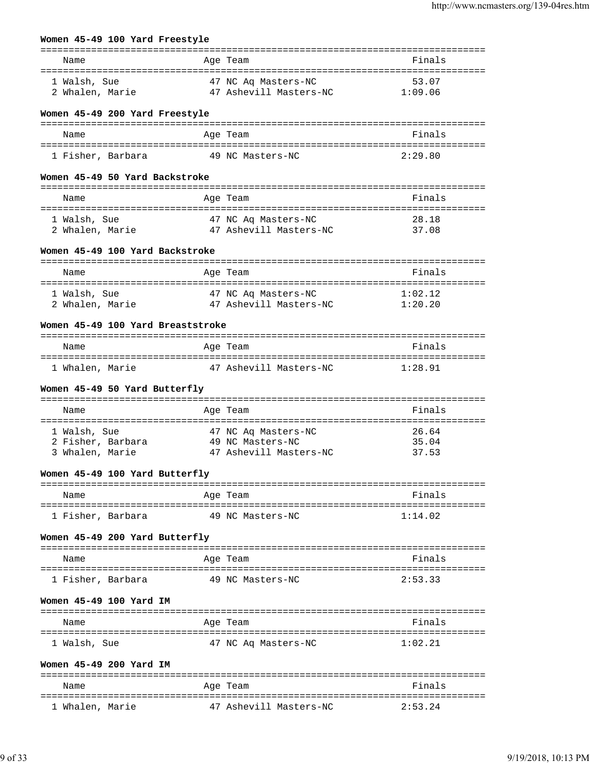### Women 45-49 100 Yard Freestyle

| | Name | Age | Team | Finals |
|---|---|---|---|---|
| 1 | Walsh, Sue | 47 | NC Aq Masters-NC | 53.07 |
| 2 | Whalen, Marie | 47 | Ashevill Masters-NC | 1:09.06 |

### Women 45-49 200 Yard Freestyle

| | Name | Age | Team | Finals |
|---|---|---|---|---|
| 1 | Fisher, Barbara | 49 | NC Masters-NC | 2:29.80 |

### Women 45-49 50 Yard Backstroke

| | Name | Age | Team | Finals |
|---|---|---|---|---|
| 1 | Walsh, Sue | 47 | NC Aq Masters-NC | 28.18 |
| 2 | Whalen, Marie | 47 | Ashevill Masters-NC | 37.08 |

### Women 45-49 100 Yard Backstroke

| | Name | Age | Team | Finals |
|---|---|---|---|---|
| 1 | Walsh, Sue | 47 | NC Aq Masters-NC | 1:02.12 |
| 2 | Whalen, Marie | 47 | Ashevill Masters-NC | 1:20.20 |

### Women 45-49 100 Yard Breaststroke

| | Name | Age | Team | Finals |
|---|---|---|---|---|
| 1 | Whalen, Marie | 47 | Ashevill Masters-NC | 1:28.91 |

### Women 45-49 50 Yard Butterfly

| | Name | Age | Team | Finals |
|---|---|---|---|---|
| 1 | Walsh, Sue | 47 | NC Aq Masters-NC | 26.64 |
| 2 | Fisher, Barbara | 49 | NC Masters-NC | 35.04 |
| 3 | Whalen, Marie | 47 | Ashevill Masters-NC | 37.53 |

### Women 45-49 100 Yard Butterfly

| | Name | Age | Team | Finals |
|---|---|---|---|---|
| 1 | Fisher, Barbara | 49 | NC Masters-NC | 1:14.02 |

### Women 45-49 200 Yard Butterfly

| | Name | Age | Team | Finals |
|---|---|---|---|---|
| 1 | Fisher, Barbara | 49 | NC Masters-NC | 2:53.33 |

### Women 45-49 100 Yard IM

| | Name | Age | Team | Finals |
|---|---|---|---|---|
| 1 | Walsh, Sue | 47 | NC Aq Masters-NC | 1:02.21 |

### Women 45-49 200 Yard IM

| | Name | Age | Team | Finals |
|---|---|---|---|---|
| 1 | Whalen, Marie | 47 | Ashevill Masters-NC | 2:53.24 |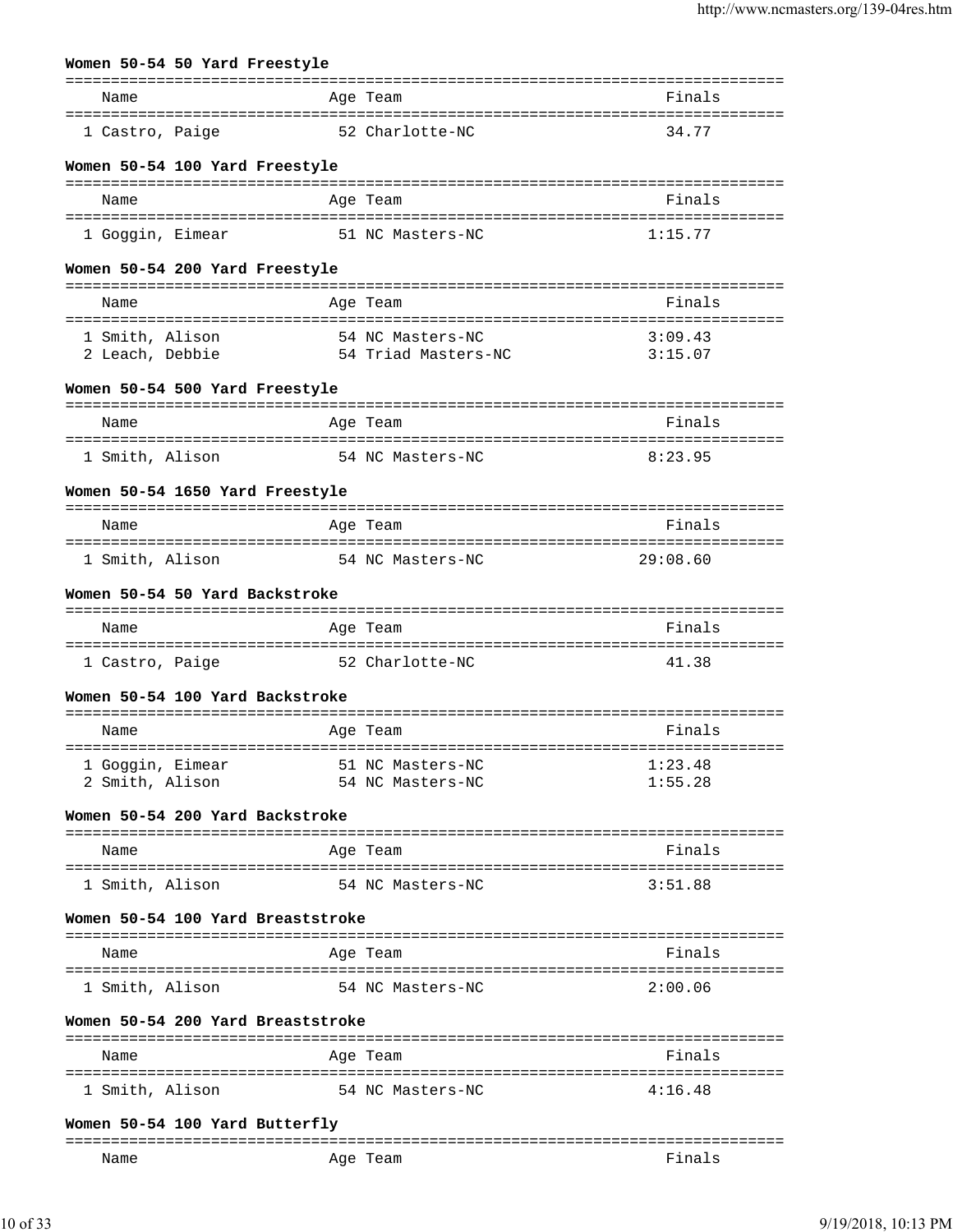### Women 50-54 50 Yard Freestyle

| | Name | Age | Team | Finals |
|---|---|---|---|---|
| 1 | Castro, Paige | 52 | Charlotte-NC | 34.77 |

### Women 50-54 100 Yard Freestyle

| | Name | Age | Team | Finals |
|---|---|---|---|---|
| 1 | Goggin, Eimear | 51 | NC Masters-NC | 1:15.77 |

### Women 50-54 200 Yard Freestyle

| | Name | Age | Team | Finals |
|---|---|---|---|---|
| 1 | Smith, Alison | 54 | NC Masters-NC | 3:09.43 |
| 2 | Leach, Debbie | 54 | Triad Masters-NC | 3:15.07 |

### Women 50-54 500 Yard Freestyle

| | Name | Age | Team | Finals |
|---|---|---|---|---|
| 1 | Smith, Alison | 54 | NC Masters-NC | 8:23.95 |

### Women 50-54 1650 Yard Freestyle

| | Name | Age | Team | Finals |
|---|---|---|---|---|
| 1 | Smith, Alison | 54 | NC Masters-NC | 29:08.60 |

### Women 50-54 50 Yard Backstroke

| | Name | Age | Team | Finals |
|---|---|---|---|---|
| 1 | Castro, Paige | 52 | Charlotte-NC | 41.38 |

### Women 50-54 100 Yard Backstroke

| | Name | Age | Team | Finals |
|---|---|---|---|---|
| 1 | Goggin, Eimear | 51 | NC Masters-NC | 1:23.48 |
| 2 | Smith, Alison | 54 | NC Masters-NC | 1:55.28 |

### Women 50-54 200 Yard Backstroke

| | Name | Age | Team | Finals |
|---|---|---|---|---|
| 1 | Smith, Alison | 54 | NC Masters-NC | 3:51.88 |

### Women 50-54 100 Yard Breaststroke

| | Name | Age | Team | Finals |
|---|---|---|---|---|
| 1 | Smith, Alison | 54 | NC Masters-NC | 2:00.06 |

### Women 50-54 200 Yard Breaststroke

| | Name | Age | Team | Finals |
|---|---|---|---|---|
| 1 | Smith, Alison | 54 | NC Masters-NC | 4:16.48 |

### Women 50-54 100 Yard Butterfly

| | Name | Age | Team | Finals |
|---|---|---|---|---|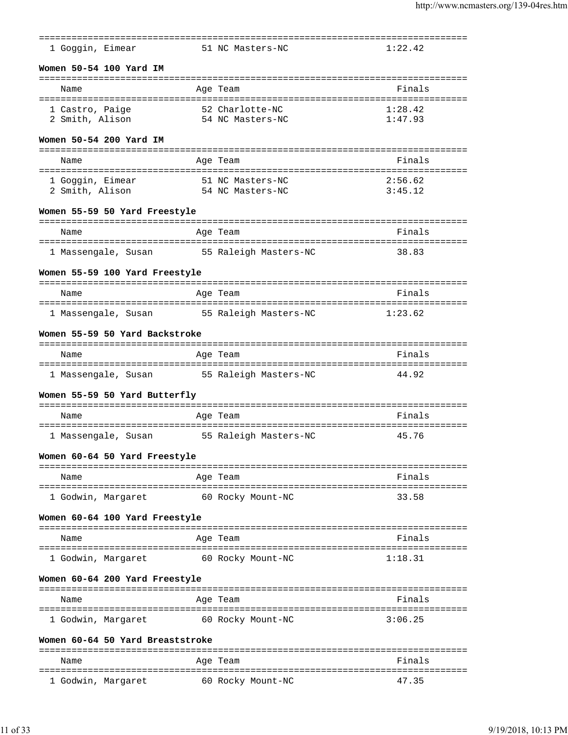| Name | Age | Team | Finals |
|---|---|---|---|
| 1 Goggin, Eimear | 51 | NC Masters-NC | 1:22.42 |

**Women 50-54 100 Yard IM**

| Name | Age | Team | Finals |
|---|---|---|---|
| 1 Castro, Paige | 52 | Charlotte-NC | 1:28.42 |
| 2 Smith, Alison | 54 | NC Masters-NC | 1:47.93 |

**Women 50-54 200 Yard IM**

| Name | Age | Team | Finals |
|---|---|---|---|
| 1 Goggin, Eimear | 51 | NC Masters-NC | 2:56.62 |
| 2 Smith, Alison | 54 | NC Masters-NC | 3:45.12 |

**Women 55-59 50 Yard Freestyle**

| Name | Age | Team | Finals |
|---|---|---|---|
| 1 Massengale, Susan | 55 | Raleigh Masters-NC | 38.83 |

**Women 55-59 100 Yard Freestyle**

| Name | Age | Team | Finals |
|---|---|---|---|
| 1 Massengale, Susan | 55 | Raleigh Masters-NC | 1:23.62 |

**Women 55-59 50 Yard Backstroke**

| Name | Age | Team | Finals |
|---|---|---|---|
| 1 Massengale, Susan | 55 | Raleigh Masters-NC | 44.92 |

**Women 55-59 50 Yard Butterfly**

| Name | Age | Team | Finals |
|---|---|---|---|
| 1 Massengale, Susan | 55 | Raleigh Masters-NC | 45.76 |

**Women 60-64 50 Yard Freestyle**

| Name | Age | Team | Finals |
|---|---|---|---|
| 1 Godwin, Margaret | 60 | Rocky Mount-NC | 33.58 |

**Women 60-64 100 Yard Freestyle**

| Name | Age | Team | Finals |
|---|---|---|---|
| 1 Godwin, Margaret | 60 | Rocky Mount-NC | 1:18.31 |

**Women 60-64 200 Yard Freestyle**

| Name | Age | Team | Finals |
|---|---|---|---|
| 1 Godwin, Margaret | 60 | Rocky Mount-NC | 3:06.25 |

**Women 60-64 50 Yard Breaststroke**

| Name | Age | Team | Finals |
|---|---|---|---|
| 1 Godwin, Margaret | 60 | Rocky Mount-NC | 47.35 |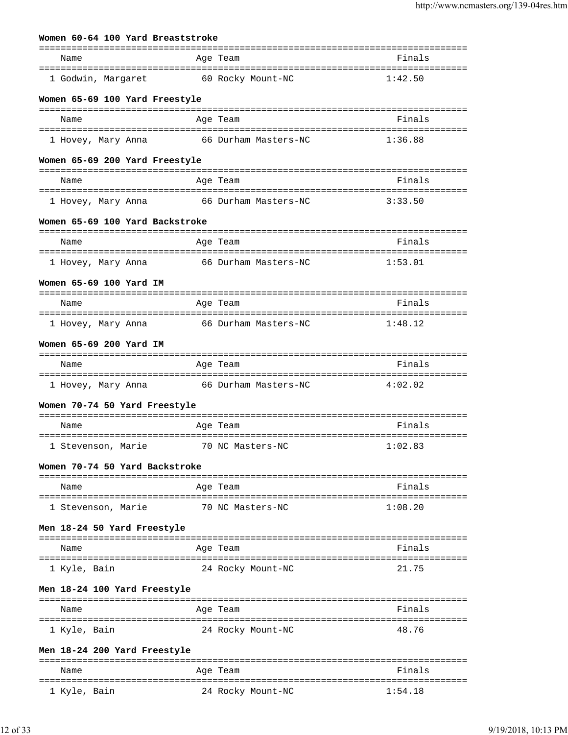**Women 60-64 100 Yard Breaststroke**

| Name | Age | Team | Finals |
|---|---|---|---|
| 1 Godwin, Margaret | 60 | Rocky Mount-NC | 1:42.50 |

**Women 65-69 100 Yard Freestyle**

| Name | Age | Team | Finals |
|---|---|---|---|
| 1 Hovey, Mary Anna | 66 | Durham Masters-NC | 1:36.88 |

**Women 65-69 200 Yard Freestyle**

| Name | Age | Team | Finals |
|---|---|---|---|
| 1 Hovey, Mary Anna | 66 | Durham Masters-NC | 3:33.50 |

**Women 65-69 100 Yard Backstroke**

| Name | Age | Team | Finals |
|---|---|---|---|
| 1 Hovey, Mary Anna | 66 | Durham Masters-NC | 1:53.01 |

**Women 65-69 100 Yard IM**

| Name | Age | Team | Finals |
|---|---|---|---|
| 1 Hovey, Mary Anna | 66 | Durham Masters-NC | 1:48.12 |

**Women 65-69 200 Yard IM**

| Name | Age | Team | Finals |
|---|---|---|---|
| 1 Hovey, Mary Anna | 66 | Durham Masters-NC | 4:02.02 |

**Women 70-74 50 Yard Freestyle**

| Name | Age | Team | Finals |
|---|---|---|---|
| 1 Stevenson, Marie | 70 | NC Masters-NC | 1:02.83 |

**Women 70-74 50 Yard Backstroke**

| Name | Age | Team | Finals |
|---|---|---|---|
| 1 Stevenson, Marie | 70 | NC Masters-NC | 1:08.20 |

**Men 18-24 50 Yard Freestyle**

| Name | Age | Team | Finals |
|---|---|---|---|
| 1 Kyle, Bain | 24 | Rocky Mount-NC | 21.75 |

**Men 18-24 100 Yard Freestyle**

| Name | Age | Team | Finals |
|---|---|---|---|
| 1 Kyle, Bain | 24 | Rocky Mount-NC | 48.76 |

**Men 18-24 200 Yard Freestyle**

| Name | Age | Team | Finals |
|---|---|---|---|
| 1 Kyle, Bain | 24 | Rocky Mount-NC | 1:54.18 |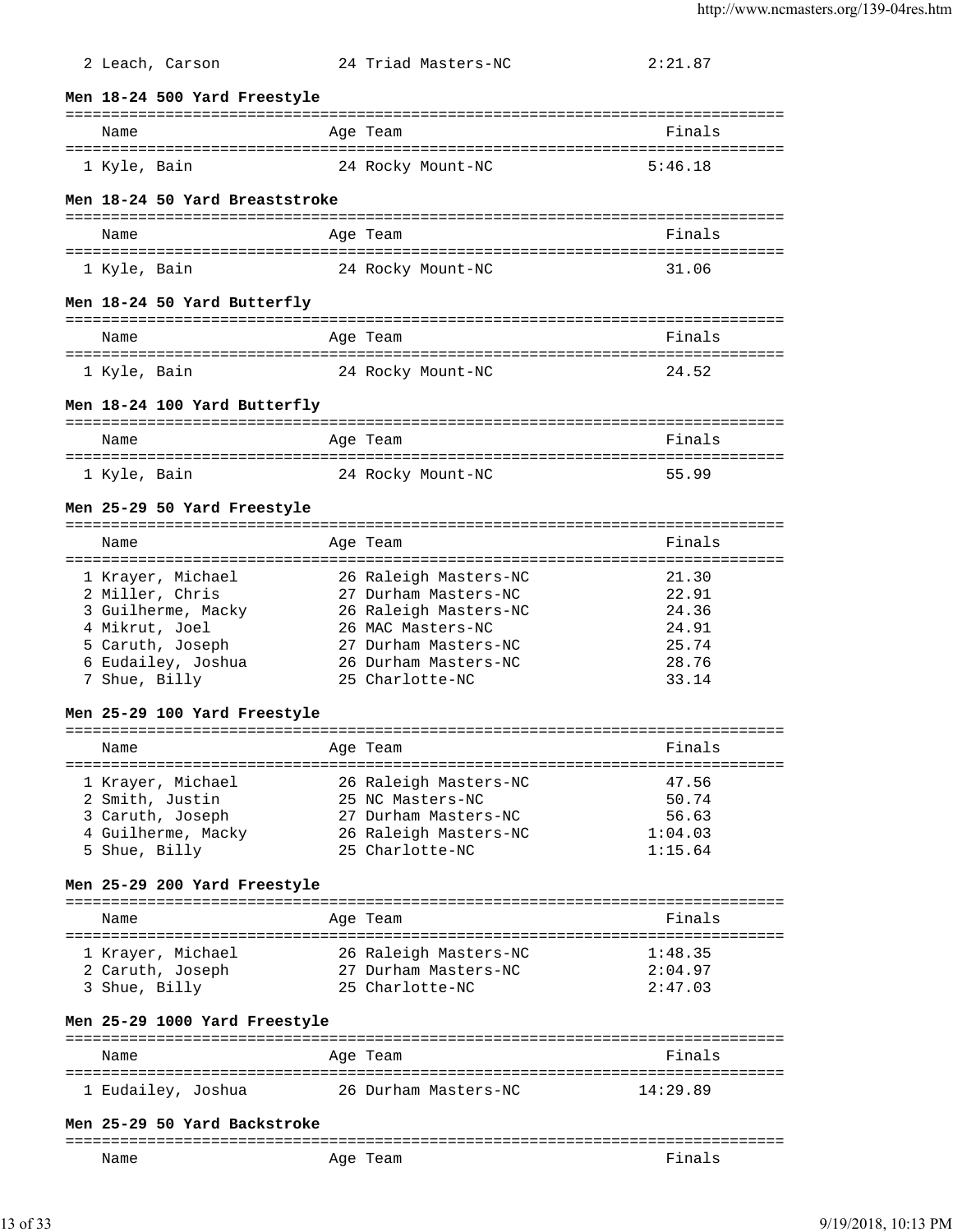| | Name | Age | Team | Finals |
|---|---|---|---|---|
| 2 | Leach, Carson | 24 | Triad Masters-NC | 2:21.87 |

### Men 18-24 500 Yard Freestyle

| | Name | Age | Team | Finals |
|---|---|---|---|---|
| 1 | Kyle, Bain | 24 | Rocky Mount-NC | 5:46.18 |

### Men 18-24 50 Yard Breaststroke

| | Name | Age | Team | Finals |
|---|---|---|---|---|
| 1 | Kyle, Bain | 24 | Rocky Mount-NC | 31.06 |

### Men 18-24 50 Yard Butterfly

| | Name | Age | Team | Finals |
|---|---|---|---|---|
| 1 | Kyle, Bain | 24 | Rocky Mount-NC | 24.52 |

### Men 18-24 100 Yard Butterfly

| | Name | Age | Team | Finals |
|---|---|---|---|---|
| 1 | Kyle, Bain | 24 | Rocky Mount-NC | 55.99 |

### Men 25-29 50 Yard Freestyle

| | Name | Age | Team | Finals |
|---|---|---|---|---|
| 1 | Krayer, Michael | 26 | Raleigh Masters-NC | 21.30 |
| 2 | Miller, Chris | 27 | Durham Masters-NC | 22.91 |
| 3 | Guilherme, Macky | 26 | Raleigh Masters-NC | 24.36 |
| 4 | Mikrut, Joel | 26 | MAC Masters-NC | 24.91 |
| 5 | Caruth, Joseph | 27 | Durham Masters-NC | 25.74 |
| 6 | Eudailey, Joshua | 26 | Durham Masters-NC | 28.76 |
| 7 | Shue, Billy | 25 | Charlotte-NC | 33.14 |

### Men 25-29 100 Yard Freestyle

| | Name | Age | Team | Finals |
|---|---|---|---|---|
| 1 | Krayer, Michael | 26 | Raleigh Masters-NC | 47.56 |
| 2 | Smith, Justin | 25 | NC Masters-NC | 50.74 |
| 3 | Caruth, Joseph | 27 | Durham Masters-NC | 56.63 |
| 4 | Guilherme, Macky | 26 | Raleigh Masters-NC | 1:04.03 |
| 5 | Shue, Billy | 25 | Charlotte-NC | 1:15.64 |

### Men 25-29 200 Yard Freestyle

| | Name | Age | Team | Finals |
|---|---|---|---|---|
| 1 | Krayer, Michael | 26 | Raleigh Masters-NC | 1:48.35 |
| 2 | Caruth, Joseph | 27 | Durham Masters-NC | 2:04.97 |
| 3 | Shue, Billy | 25 | Charlotte-NC | 2:47.03 |

### Men 25-29 1000 Yard Freestyle

| | Name | Age | Team | Finals |
|---|---|---|---|---|
| 1 | Eudailey, Joshua | 26 | Durham Masters-NC | 14:29.89 |

### Men 25-29 50 Yard Backstroke

| | Name | Age | Team | Finals |
|---|---|---|---|---|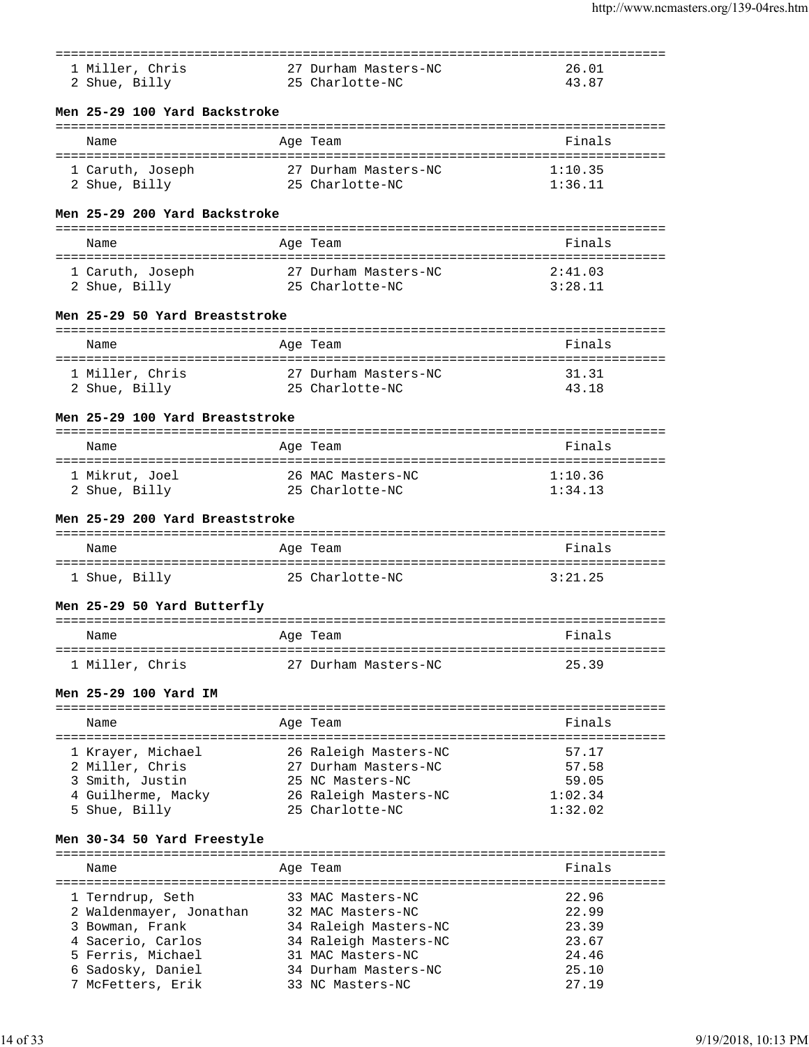| | Name | Age | Team | Finals |
|---|---|---|---|---|
| 1 | Miller, Chris | 27 | Durham Masters-NC | 26.01 |
| 2 | Shue, Billy | 25 | Charlotte-NC | 43.87 |

### Men 25-29 100 Yard Backstroke

| | Name | Age | Team | Finals |
|---|---|---|---|---|
| 1 | Caruth, Joseph | 27 | Durham Masters-NC | 1:10.35 |
| 2 | Shue, Billy | 25 | Charlotte-NC | 1:36.11 |

### Men 25-29 200 Yard Backstroke

| | Name | Age | Team | Finals |
|---|---|---|---|---|
| 1 | Caruth, Joseph | 27 | Durham Masters-NC | 2:41.03 |
| 2 | Shue, Billy | 25 | Charlotte-NC | 3:28.11 |

### Men 25-29 50 Yard Breaststroke

| | Name | Age | Team | Finals |
|---|---|---|---|---|
| 1 | Miller, Chris | 27 | Durham Masters-NC | 31.31 |
| 2 | Shue, Billy | 25 | Charlotte-NC | 43.18 |

### Men 25-29 100 Yard Breaststroke

| | Name | Age | Team | Finals |
|---|---|---|---|---|
| 1 | Mikrut, Joel | 26 | MAC Masters-NC | 1:10.36 |
| 2 | Shue, Billy | 25 | Charlotte-NC | 1:34.13 |

### Men 25-29 200 Yard Breaststroke

| | Name | Age | Team | Finals |
|---|---|---|---|---|
| 1 | Shue, Billy | 25 | Charlotte-NC | 3:21.25 |

### Men 25-29 50 Yard Butterfly

| | Name | Age | Team | Finals |
|---|---|---|---|---|
| 1 | Miller, Chris | 27 | Durham Masters-NC | 25.39 |

### Men 25-29 100 Yard IM

| | Name | Age | Team | Finals |
|---|---|---|---|---|
| 1 | Krayer, Michael | 26 | Raleigh Masters-NC | 57.17 |
| 2 | Miller, Chris | 27 | Durham Masters-NC | 57.58 |
| 3 | Smith, Justin | 25 | NC Masters-NC | 59.05 |
| 4 | Guilherme, Macky | 26 | Raleigh Masters-NC | 1:02.34 |
| 5 | Shue, Billy | 25 | Charlotte-NC | 1:32.02 |

### Men 30-34 50 Yard Freestyle

| | Name | Age | Team | Finals |
|---|---|---|---|---|
| 1 | Terndrup, Seth | 33 | MAC Masters-NC | 22.96 |
| 2 | Waldenmayer, Jonathan | 32 | MAC Masters-NC | 22.99 |
| 3 | Bowman, Frank | 34 | Raleigh Masters-NC | 23.39 |
| 4 | Sacerio, Carlos | 34 | Raleigh Masters-NC | 23.67 |
| 5 | Ferris, Michael | 31 | MAC Masters-NC | 24.46 |
| 6 | Sadosky, Daniel | 34 | Durham Masters-NC | 25.10 |
| 7 | McFetters, Erik | 33 | NC Masters-NC | 27.19 |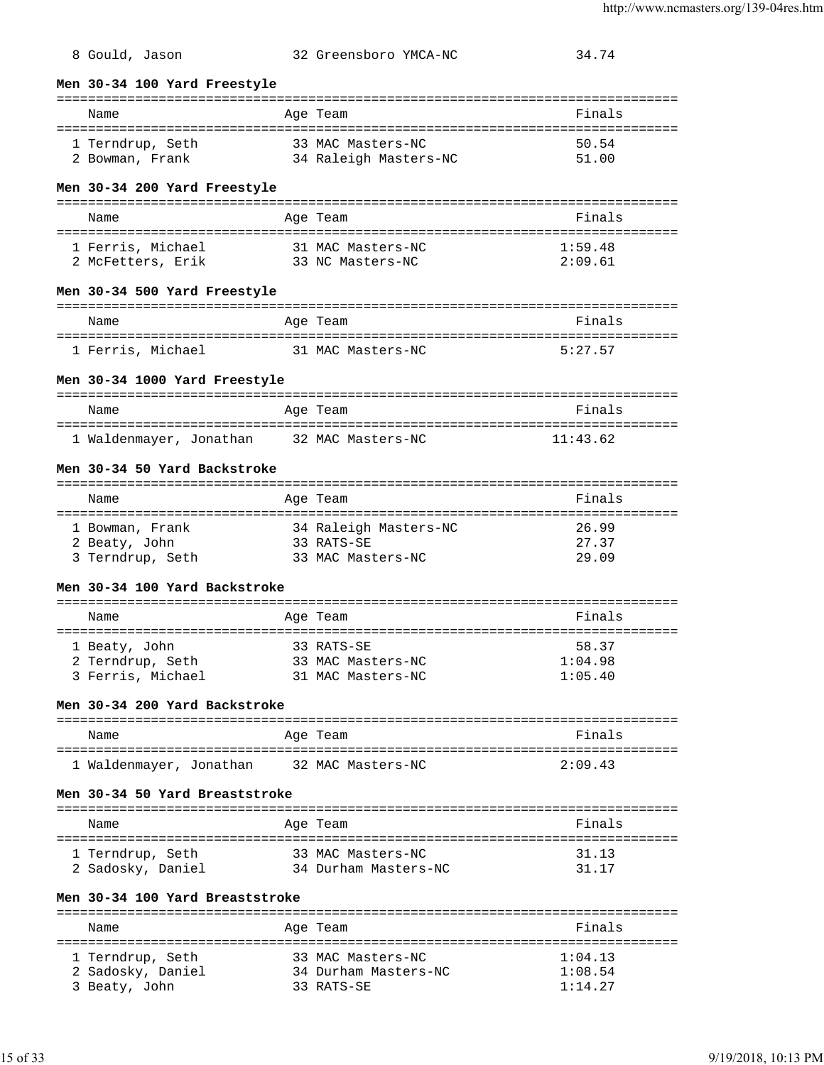| | Name | Age | Team | Finals |
|---|---|---|---|---|
| 8 | Gould, Jason | 32 | Greensboro YMCA-NC | 34.74 |

### Men 30-34 100 Yard Freestyle

| | Name | Age | Team | Finals |
|---|---|---|---|---|
| 1 | Terndrup, Seth | 33 | MAC Masters-NC | 50.54 |
| 2 | Bowman, Frank | 34 | Raleigh Masters-NC | 51.00 |

### Men 30-34 200 Yard Freestyle

| | Name | Age | Team | Finals |
|---|---|---|---|---|
| 1 | Ferris, Michael | 31 | MAC Masters-NC | 1:59.48 |
| 2 | McFetters, Erik | 33 | NC Masters-NC | 2:09.61 |

### Men 30-34 500 Yard Freestyle

| | Name | Age | Team | Finals |
|---|---|---|---|---|
| 1 | Ferris, Michael | 31 | MAC Masters-NC | 5:27.57 |

### Men 30-34 1000 Yard Freestyle

| | Name | Age | Team | Finals |
|---|---|---|---|---|
| 1 | Waldenmayer, Jonathan | 32 | MAC Masters-NC | 11:43.62 |

### Men 30-34 50 Yard Backstroke

| | Name | Age | Team | Finals |
|---|---|---|---|---|
| 1 | Bowman, Frank | 34 | Raleigh Masters-NC | 26.99 |
| 2 | Beaty, John | 33 | RATS-SE | 27.37 |
| 3 | Terndrup, Seth | 33 | MAC Masters-NC | 29.09 |

### Men 30-34 100 Yard Backstroke

| | Name | Age | Team | Finals |
|---|---|---|---|---|
| 1 | Beaty, John | 33 | RATS-SE | 58.37 |
| 2 | Terndrup, Seth | 33 | MAC Masters-NC | 1:04.98 |
| 3 | Ferris, Michael | 31 | MAC Masters-NC | 1:05.40 |

### Men 30-34 200 Yard Backstroke

| | Name | Age | Team | Finals |
|---|---|---|---|---|
| 1 | Waldenmayer, Jonathan | 32 | MAC Masters-NC | 2:09.43 |

### Men 30-34 50 Yard Breaststroke

| | Name | Age | Team | Finals |
|---|---|---|---|---|
| 1 | Terndrup, Seth | 33 | MAC Masters-NC | 31.13 |
| 2 | Sadosky, Daniel | 34 | Durham Masters-NC | 31.17 |

### Men 30-34 100 Yard Breaststroke

| | Name | Age | Team | Finals |
|---|---|---|---|---|
| 1 | Terndrup, Seth | 33 | MAC Masters-NC | 1:04.13 |
| 2 | Sadosky, Daniel | 34 | Durham Masters-NC | 1:08.54 |
| 3 | Beaty, John | 33 | RATS-SE | 1:14.27 |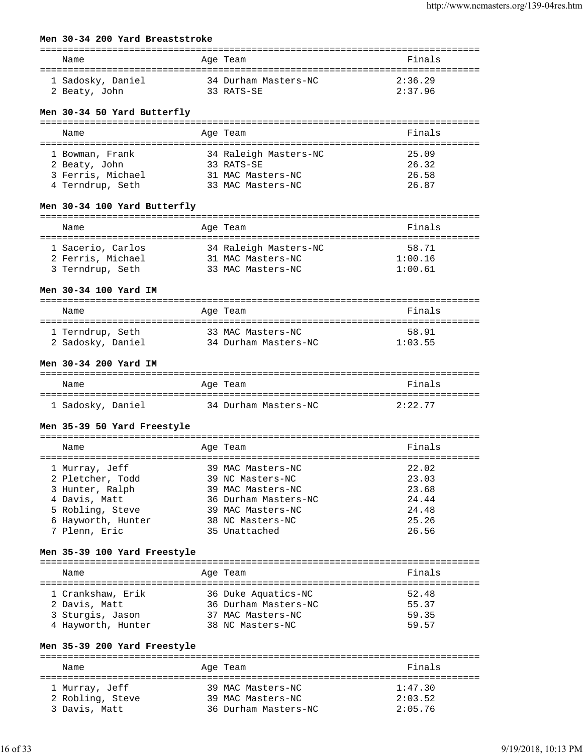### Men 30-34 200 Yard Breaststroke

| | Name | Age | Team | Finals |
|---|---|---|---|---|
| 1 | Sadosky, Daniel | 34 | Durham Masters-NC | 2:36.29 |
| 2 | Beaty, John | 33 | RATS-SE | 2:37.96 |

### Men 30-34 50 Yard Butterfly

| | Name | Age | Team | Finals |
|---|---|---|---|---|
| 1 | Bowman, Frank | 34 | Raleigh Masters-NC | 25.09 |
| 2 | Beaty, John | 33 | RATS-SE | 26.32 |
| 3 | Ferris, Michael | 31 | MAC Masters-NC | 26.58 |
| 4 | Terndrup, Seth | 33 | MAC Masters-NC | 26.87 |

### Men 30-34 100 Yard Butterfly

| | Name | Age | Team | Finals |
|---|---|---|---|---|
| 1 | Sacerio, Carlos | 34 | Raleigh Masters-NC | 58.71 |
| 2 | Ferris, Michael | 31 | MAC Masters-NC | 1:00.16 |
| 3 | Terndrup, Seth | 33 | MAC Masters-NC | 1:00.61 |

### Men 30-34 100 Yard IM

| | Name | Age | Team | Finals |
|---|---|---|---|---|
| 1 | Terndrup, Seth | 33 | MAC Masters-NC | 58.91 |
| 2 | Sadosky, Daniel | 34 | Durham Masters-NC | 1:03.55 |

### Men 30-34 200 Yard IM

| | Name | Age | Team | Finals |
|---|---|---|---|---|
| 1 | Sadosky, Daniel | 34 | Durham Masters-NC | 2:22.77 |

### Men 35-39 50 Yard Freestyle

| | Name | Age | Team | Finals |
|---|---|---|---|---|
| 1 | Murray, Jeff | 39 | MAC Masters-NC | 22.02 |
| 2 | Pletcher, Todd | 39 | NC Masters-NC | 23.03 |
| 3 | Hunter, Ralph | 39 | MAC Masters-NC | 23.68 |
| 4 | Davis, Matt | 36 | Durham Masters-NC | 24.44 |
| 5 | Robling, Steve | 39 | MAC Masters-NC | 24.48 |
| 6 | Hayworth, Hunter | 38 | NC Masters-NC | 25.26 |
| 7 | Plenn, Eric | 35 | Unattached | 26.56 |

### Men 35-39 100 Yard Freestyle

| | Name | Age | Team | Finals |
|---|---|---|---|---|
| 1 | Crankshaw, Erik | 36 | Duke Aquatics-NC | 52.48 |
| 2 | Davis, Matt | 36 | Durham Masters-NC | 55.37 |
| 3 | Sturgis, Jason | 37 | MAC Masters-NC | 59.35 |
| 4 | Hayworth, Hunter | 38 | NC Masters-NC | 59.57 |

### Men 35-39 200 Yard Freestyle

| | Name | Age | Team | Finals |
|---|---|---|---|---|
| 1 | Murray, Jeff | 39 | MAC Masters-NC | 1:47.30 |
| 2 | Robling, Steve | 39 | MAC Masters-NC | 2:03.52 |
| 3 | Davis, Matt | 36 | Durham Masters-NC | 2:05.76 |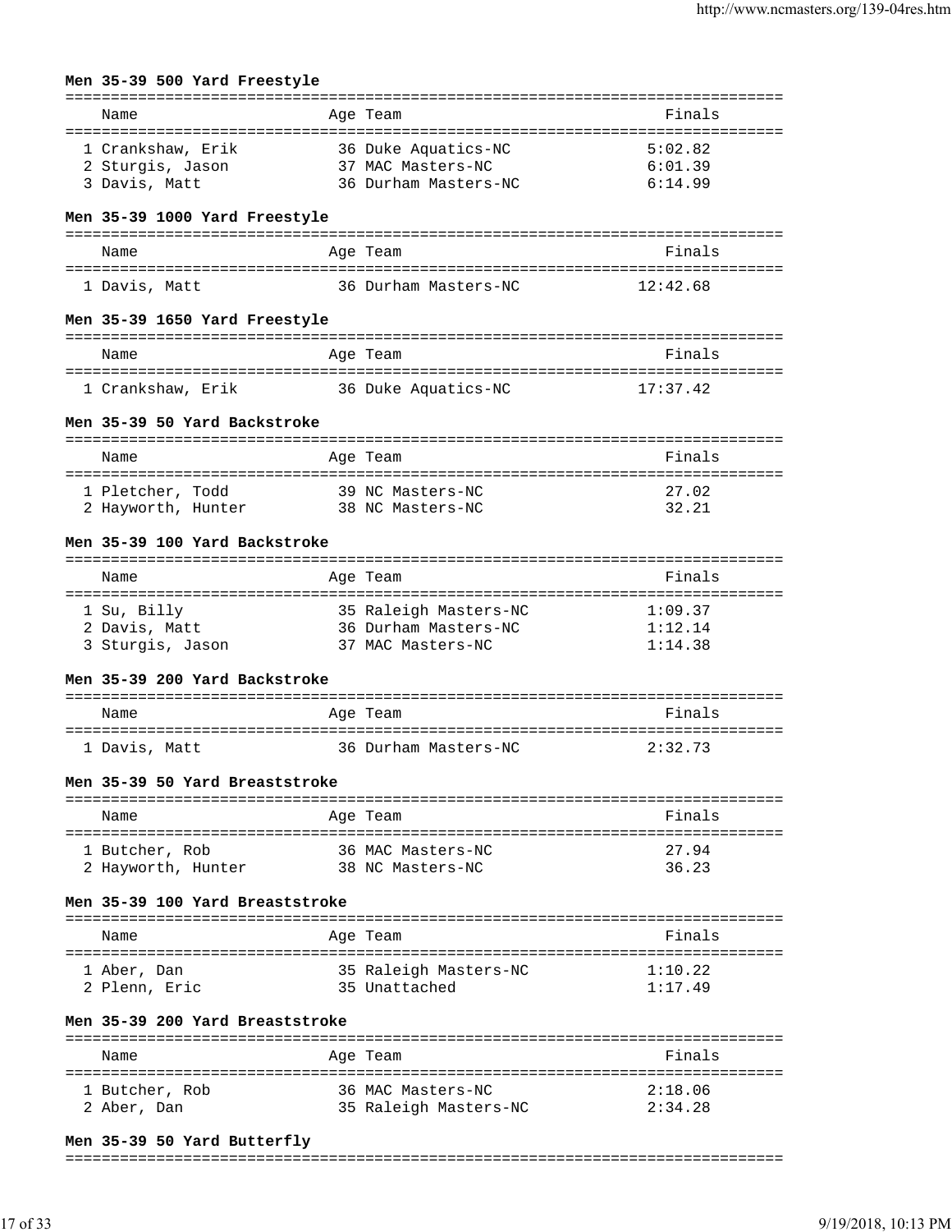**Men 35-39 500 Yard Freestyle**

| Name | Age | Team | Finals |
|---|---|---|---|
| 1 Crankshaw, Erik | 36 | Duke Aquatics-NC | 5:02.82 |
| 2 Sturgis, Jason | 37 | MAC Masters-NC | 6:01.39 |
| 3 Davis, Matt | 36 | Durham Masters-NC | 6:14.99 |

**Men 35-39 1000 Yard Freestyle**

| Name | Age | Team | Finals |
|---|---|---|---|
| 1 Davis, Matt | 36 | Durham Masters-NC | 12:42.68 |

**Men 35-39 1650 Yard Freestyle**

| Name | Age | Team | Finals |
|---|---|---|---|
| 1 Crankshaw, Erik | 36 | Duke Aquatics-NC | 17:37.42 |

**Men 35-39 50 Yard Backstroke**

| Name | Age | Team | Finals |
|---|---|---|---|
| 1 Pletcher, Todd | 39 | NC Masters-NC | 27.02 |
| 2 Hayworth, Hunter | 38 | NC Masters-NC | 32.21 |

**Men 35-39 100 Yard Backstroke**

| Name | Age | Team | Finals |
|---|---|---|---|
| 1 Su, Billy | 35 | Raleigh Masters-NC | 1:09.37 |
| 2 Davis, Matt | 36 | Durham Masters-NC | 1:12.14 |
| 3 Sturgis, Jason | 37 | MAC Masters-NC | 1:14.38 |

**Men 35-39 200 Yard Backstroke**

| Name | Age | Team | Finals |
|---|---|---|---|
| 1 Davis, Matt | 36 | Durham Masters-NC | 2:32.73 |

**Men 35-39 50 Yard Breaststroke**

| Name | Age | Team | Finals |
|---|---|---|---|
| 1 Butcher, Rob | 36 | MAC Masters-NC | 27.94 |
| 2 Hayworth, Hunter | 38 | NC Masters-NC | 36.23 |

**Men 35-39 100 Yard Breaststroke**

| Name | Age | Team | Finals |
|---|---|---|---|
| 1 Aber, Dan | 35 | Raleigh Masters-NC | 1:10.22 |
| 2 Plenn, Eric | 35 | Unattached | 1:17.49 |

**Men 35-39 200 Yard Breaststroke**

| Name | Age | Team | Finals |
|---|---|---|---|
| 1 Butcher, Rob | 36 | MAC Masters-NC | 2:18.06 |
| 2 Aber, Dan | 35 | Raleigh Masters-NC | 2:34.28 |

**Men 35-39 50 Yard Butterfly**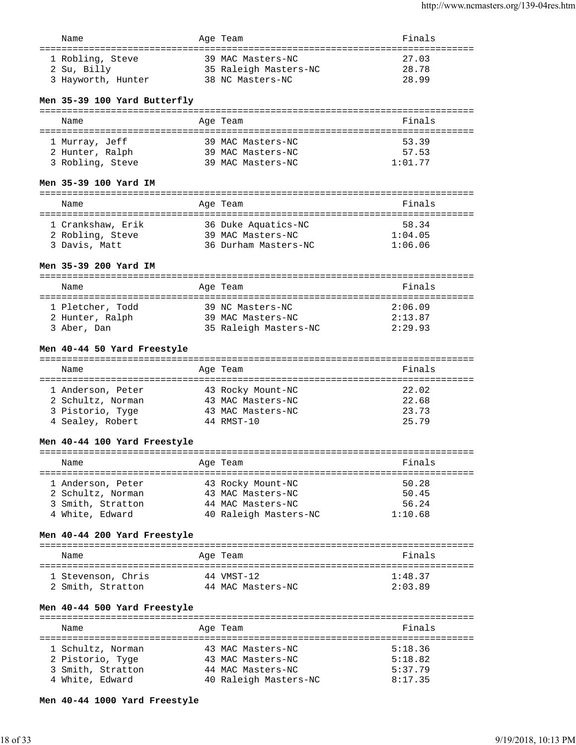| Name | Age | Team | Finals |
|---|---|---|---|
| 1 Robling, Steve | 39 | MAC Masters-NC | 27.03 |
| 2 Su, Billy | 35 | Raleigh Masters-NC | 28.78 |
| 3 Hayworth, Hunter | 38 | NC Masters-NC | 28.99 |

**Men 35-39 100 Yard Butterfly**

| Name | Age | Team | Finals |
|---|---|---|---|
| 1 Murray, Jeff | 39 | MAC Masters-NC | 53.39 |
| 2 Hunter, Ralph | 39 | MAC Masters-NC | 57.53 |
| 3 Robling, Steve | 39 | MAC Masters-NC | 1:01.77 |

**Men 35-39 100 Yard IM**

| Name | Age | Team | Finals |
|---|---|---|---|
| 1 Crankshaw, Erik | 36 | Duke Aquatics-NC | 58.34 |
| 2 Robling, Steve | 39 | MAC Masters-NC | 1:04.05 |
| 3 Davis, Matt | 36 | Durham Masters-NC | 1:06.06 |

**Men 35-39 200 Yard IM**

| Name | Age | Team | Finals |
|---|---|---|---|
| 1 Pletcher, Todd | 39 | NC Masters-NC | 2:06.09 |
| 2 Hunter, Ralph | 39 | MAC Masters-NC | 2:13.87 |
| 3 Aber, Dan | 35 | Raleigh Masters-NC | 2:29.93 |

**Men 40-44 50 Yard Freestyle**

| Name | Age | Team | Finals |
|---|---|---|---|
| 1 Anderson, Peter | 43 | Rocky Mount-NC | 22.02 |
| 2 Schultz, Norman | 43 | MAC Masters-NC | 22.68 |
| 3 Pistorio, Tyge | 43 | MAC Masters-NC | 23.73 |
| 4 Sealey, Robert | 44 | RMST-10 | 25.79 |

**Men 40-44 100 Yard Freestyle**

| Name | Age | Team | Finals |
|---|---|---|---|
| 1 Anderson, Peter | 43 | Rocky Mount-NC | 50.28 |
| 2 Schultz, Norman | 43 | MAC Masters-NC | 50.45 |
| 3 Smith, Stratton | 44 | MAC Masters-NC | 56.24 |
| 4 White, Edward | 40 | Raleigh Masters-NC | 1:10.68 |

**Men 40-44 200 Yard Freestyle**

| Name | Age | Team | Finals |
|---|---|---|---|
| 1 Stevenson, Chris | 44 | VMST-12 | 1:48.37 |
| 2 Smith, Stratton | 44 | MAC Masters-NC | 2:03.89 |

**Men 40-44 500 Yard Freestyle**

| Name | Age | Team | Finals |
|---|---|---|---|
| 1 Schultz, Norman | 43 | MAC Masters-NC | 5:18.36 |
| 2 Pistorio, Tyge | 43 | MAC Masters-NC | 5:18.82 |
| 3 Smith, Stratton | 44 | MAC Masters-NC | 5:37.79 |
| 4 White, Edward | 40 | Raleigh Masters-NC | 8:17.35 |

**Men 40-44 1000 Yard Freestyle**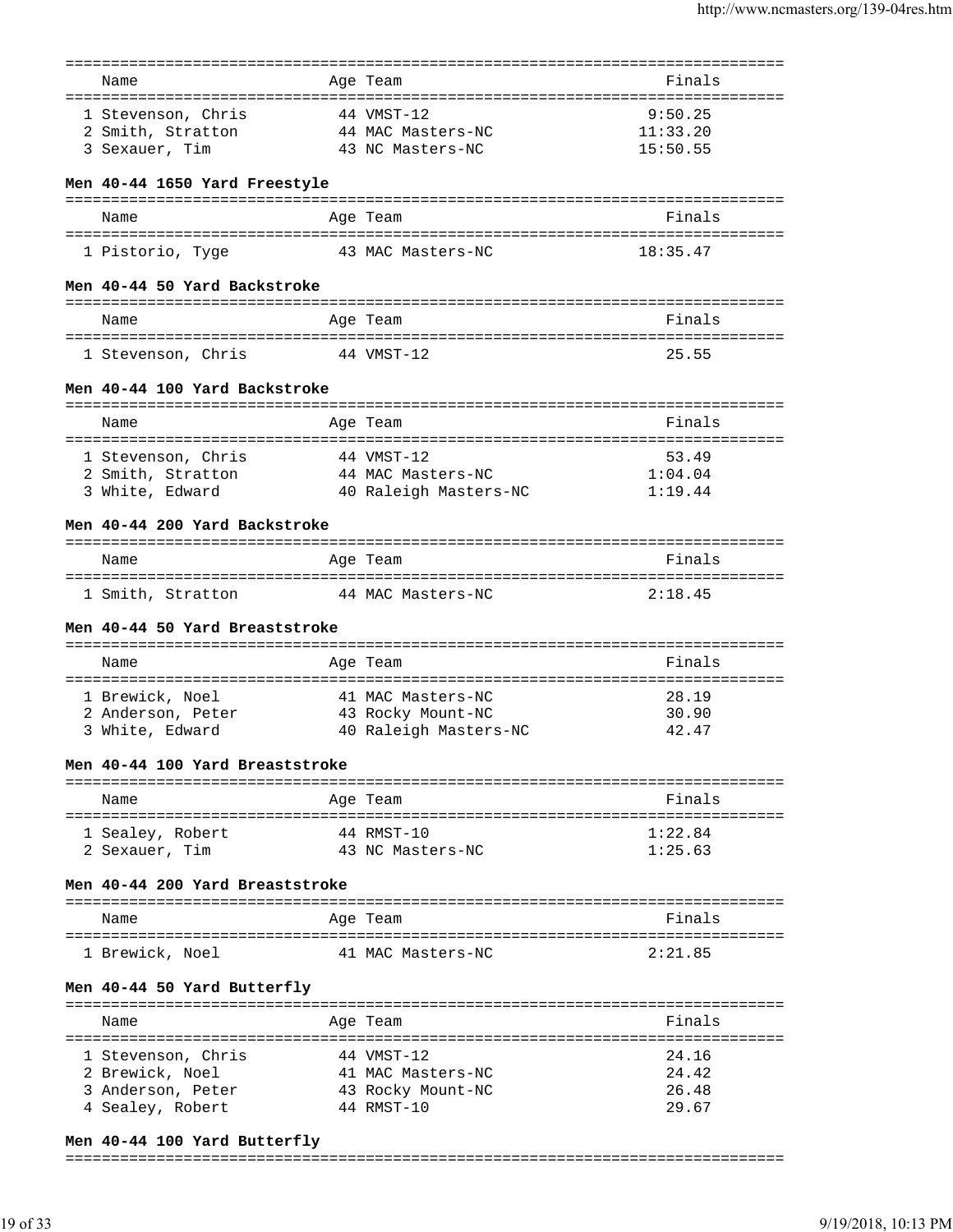| Name | Age | Team | Finals |
|---|---|---|---|
| 1 Stevenson, Chris | 44 | VMST-12 | 9:50.25 |
| 2 Smith, Stratton | 44 | MAC Masters-NC | 11:33.20 |
| 3 Sexauer, Tim | 43 | NC Masters-NC | 15:50.55 |

**Men 40-44 1650 Yard Freestyle**

| Name | Age | Team | Finals |
|---|---|---|---|
| 1 Pistorio, Tyge | 43 | MAC Masters-NC | 18:35.47 |

**Men 40-44 50 Yard Backstroke**

| Name | Age | Team | Finals |
|---|---|---|---|
| 1 Stevenson, Chris | 44 | VMST-12 | 25.55 |

**Men 40-44 100 Yard Backstroke**

| Name | Age | Team | Finals |
|---|---|---|---|
| 1 Stevenson, Chris | 44 | VMST-12 | 53.49 |
| 2 Smith, Stratton | 44 | MAC Masters-NC | 1:04.04 |
| 3 White, Edward | 40 | Raleigh Masters-NC | 1:19.44 |

**Men 40-44 200 Yard Backstroke**

| Name | Age | Team | Finals |
|---|---|---|---|
| 1 Smith, Stratton | 44 | MAC Masters-NC | 2:18.45 |

**Men 40-44 50 Yard Breaststroke**

| Name | Age | Team | Finals |
|---|---|---|---|
| 1 Brewick, Noel | 41 | MAC Masters-NC | 28.19 |
| 2 Anderson, Peter | 43 | Rocky Mount-NC | 30.90 |
| 3 White, Edward | 40 | Raleigh Masters-NC | 42.47 |

**Men 40-44 100 Yard Breaststroke**

| Name | Age | Team | Finals |
|---|---|---|---|
| 1 Sealey, Robert | 44 | RMST-10 | 1:22.84 |
| 2 Sexauer, Tim | 43 | NC Masters-NC | 1:25.63 |

**Men 40-44 200 Yard Breaststroke**

| Name | Age | Team | Finals |
|---|---|---|---|
| 1 Brewick, Noel | 41 | MAC Masters-NC | 2:21.85 |

**Men 40-44 50 Yard Butterfly**

| Name | Age | Team | Finals |
|---|---|---|---|
| 1 Stevenson, Chris | 44 | VMST-12 | 24.16 |
| 2 Brewick, Noel | 41 | MAC Masters-NC | 24.42 |
| 3 Anderson, Peter | 43 | Rocky Mount-NC | 26.48 |
| 4 Sealey, Robert | 44 | RMST-10 | 29.67 |

**Men 40-44 100 Yard Butterfly**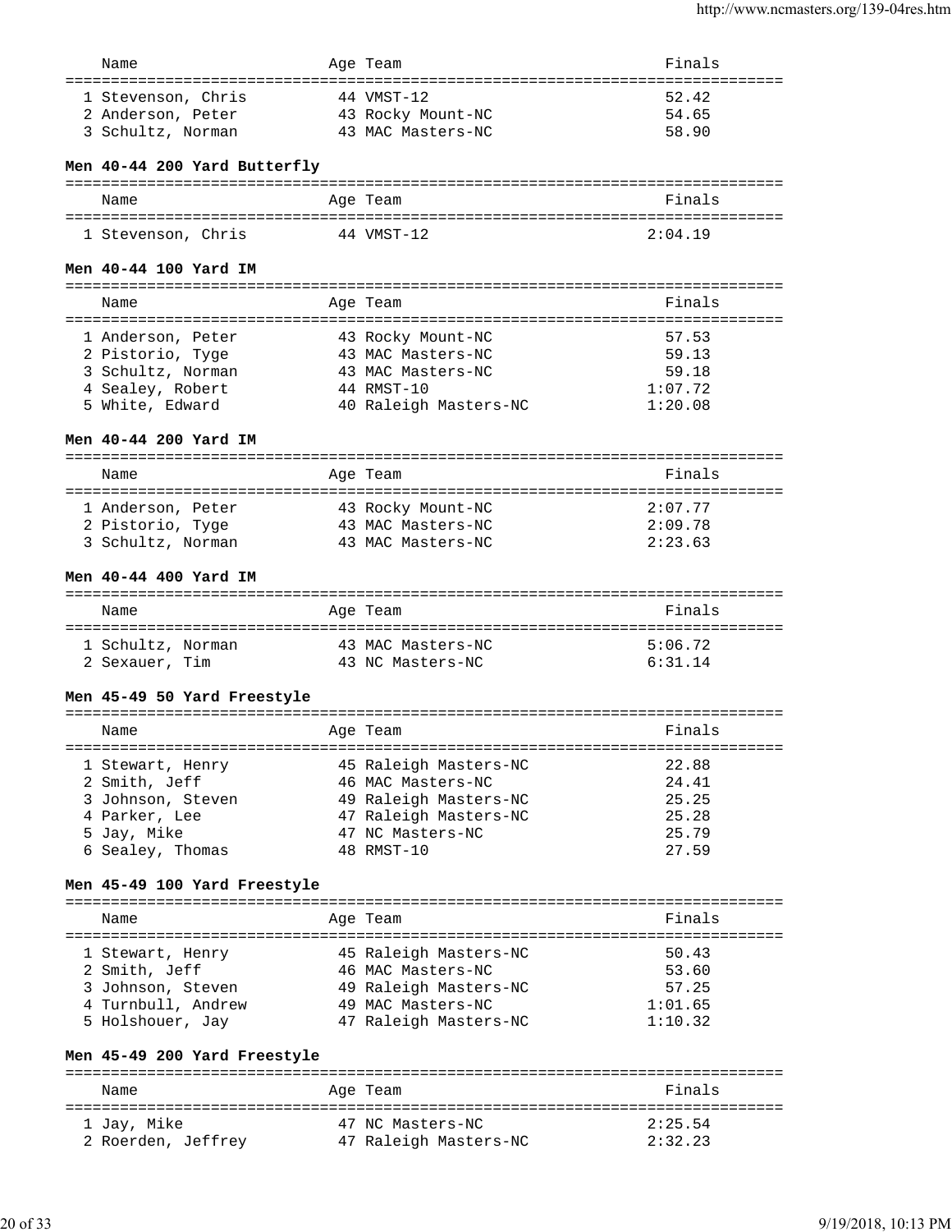| Name | Age | Team | Finals |
|---|---|---|---|
| 1 Stevenson, Chris | 44 | VMST-12 | 52.42 |
| 2 Anderson, Peter | 43 | Rocky Mount-NC | 54.65 |
| 3 Schultz, Norman | 43 | MAC Masters-NC | 58.90 |

### Men 40-44 200 Yard Butterfly

| Name | Age | Team | Finals |
|---|---|---|---|
| 1 Stevenson, Chris | 44 | VMST-12 | 2:04.19 |

### Men 40-44 100 Yard IM

| Name | Age | Team | Finals |
|---|---|---|---|
| 1 Anderson, Peter | 43 | Rocky Mount-NC | 57.53 |
| 2 Pistorio, Tyge | 43 | MAC Masters-NC | 59.13 |
| 3 Schultz, Norman | 43 | MAC Masters-NC | 59.18 |
| 4 Sealey, Robert | 44 | RMST-10 | 1:07.72 |
| 5 White, Edward | 40 | Raleigh Masters-NC | 1:20.08 |

### Men 40-44 200 Yard IM

| Name | Age | Team | Finals |
|---|---|---|---|
| 1 Anderson, Peter | 43 | Rocky Mount-NC | 2:07.77 |
| 2 Pistorio, Tyge | 43 | MAC Masters-NC | 2:09.78 |
| 3 Schultz, Norman | 43 | MAC Masters-NC | 2:23.63 |

### Men 40-44 400 Yard IM

| Name | Age | Team | Finals |
|---|---|---|---|
| 1 Schultz, Norman | 43 | MAC Masters-NC | 5:06.72 |
| 2 Sexauer, Tim | 43 | NC Masters-NC | 6:31.14 |

### Men 45-49 50 Yard Freestyle

| Name | Age | Team | Finals |
|---|---|---|---|
| 1 Stewart, Henry | 45 | Raleigh Masters-NC | 22.88 |
| 2 Smith, Jeff | 46 | MAC Masters-NC | 24.41 |
| 3 Johnson, Steven | 49 | Raleigh Masters-NC | 25.25 |
| 4 Parker, Lee | 47 | Raleigh Masters-NC | 25.28 |
| 5 Jay, Mike | 47 | NC Masters-NC | 25.79 |
| 6 Sealey, Thomas | 48 | RMST-10 | 27.59 |

### Men 45-49 100 Yard Freestyle

| Name | Age | Team | Finals |
|---|---|---|---|
| 1 Stewart, Henry | 45 | Raleigh Masters-NC | 50.43 |
| 2 Smith, Jeff | 46 | MAC Masters-NC | 53.60 |
| 3 Johnson, Steven | 49 | Raleigh Masters-NC | 57.25 |
| 4 Turnbull, Andrew | 49 | MAC Masters-NC | 1:01.65 |
| 5 Holshouer, Jay | 47 | Raleigh Masters-NC | 1:10.32 |

### Men 45-49 200 Yard Freestyle

| Name | Age | Team | Finals |
|---|---|---|---|
| 1 Jay, Mike | 47 | NC Masters-NC | 2:25.54 |
| 2 Roerden, Jeffrey | 47 | Raleigh Masters-NC | 2:32.23 |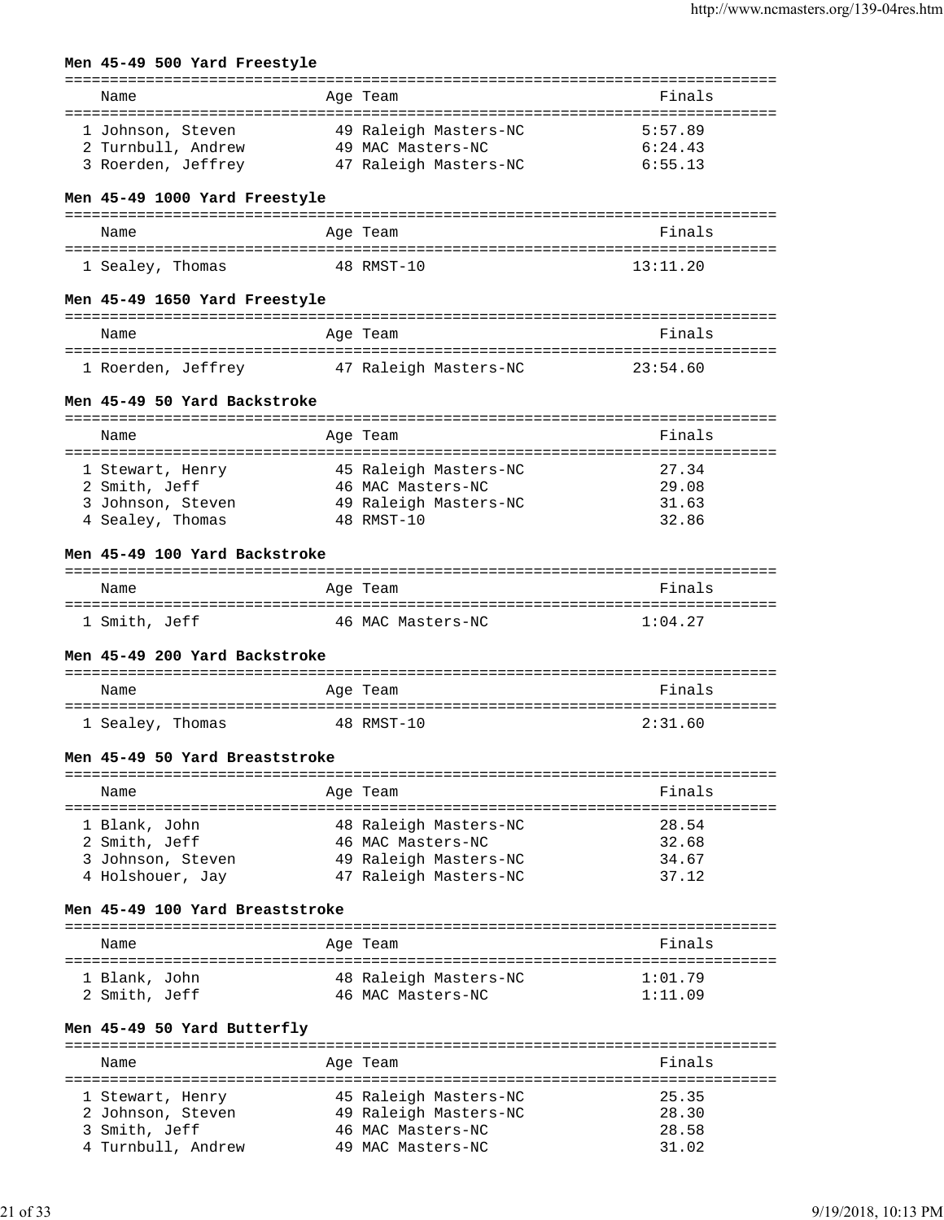### Men 45-49 500 Yard Freestyle

| | Name | Age | Team | Finals |
|---|---|---|---|---|
| 1 | Johnson, Steven | 49 | Raleigh Masters-NC | 5:57.89 |
| 2 | Turnbull, Andrew | 49 | MAC Masters-NC | 6:24.43 |
| 3 | Roerden, Jeffrey | 47 | Raleigh Masters-NC | 6:55.13 |

### Men 45-49 1000 Yard Freestyle

| | Name | Age | Team | Finals |
|---|---|---|---|---|
| 1 | Sealey, Thomas | 48 | RMST-10 | 13:11.20 |

### Men 45-49 1650 Yard Freestyle

| | Name | Age | Team | Finals |
|---|---|---|---|---|
| 1 | Roerden, Jeffrey | 47 | Raleigh Masters-NC | 23:54.60 |

### Men 45-49 50 Yard Backstroke

| | Name | Age | Team | Finals |
|---|---|---|---|---|
| 1 | Stewart, Henry | 45 | Raleigh Masters-NC | 27.34 |
| 2 | Smith, Jeff | 46 | MAC Masters-NC | 29.08 |
| 3 | Johnson, Steven | 49 | Raleigh Masters-NC | 31.63 |
| 4 | Sealey, Thomas | 48 | RMST-10 | 32.86 |

### Men 45-49 100 Yard Backstroke

| | Name | Age | Team | Finals |
|---|---|---|---|---|
| 1 | Smith, Jeff | 46 | MAC Masters-NC | 1:04.27 |

### Men 45-49 200 Yard Backstroke

| | Name | Age | Team | Finals |
|---|---|---|---|---|
| 1 | Sealey, Thomas | 48 | RMST-10 | 2:31.60 |

### Men 45-49 50 Yard Breaststroke

| | Name | Age | Team | Finals |
|---|---|---|---|---|
| 1 | Blank, John | 48 | Raleigh Masters-NC | 28.54 |
| 2 | Smith, Jeff | 46 | MAC Masters-NC | 32.68 |
| 3 | Johnson, Steven | 49 | Raleigh Masters-NC | 34.67 |
| 4 | Holshouer, Jay | 47 | Raleigh Masters-NC | 37.12 |

### Men 45-49 100 Yard Breaststroke

| | Name | Age | Team | Finals |
|---|---|---|---|---|
| 1 | Blank, John | 48 | Raleigh Masters-NC | 1:01.79 |
| 2 | Smith, Jeff | 46 | MAC Masters-NC | 1:11.09 |

### Men 45-49 50 Yard Butterfly

| | Name | Age | Team | Finals |
|---|---|---|---|---|
| 1 | Stewart, Henry | 45 | Raleigh Masters-NC | 25.35 |
| 2 | Johnson, Steven | 49 | Raleigh Masters-NC | 28.30 |
| 3 | Smith, Jeff | 46 | MAC Masters-NC | 28.58 |
| 4 | Turnbull, Andrew | 49 | MAC Masters-NC | 31.02 |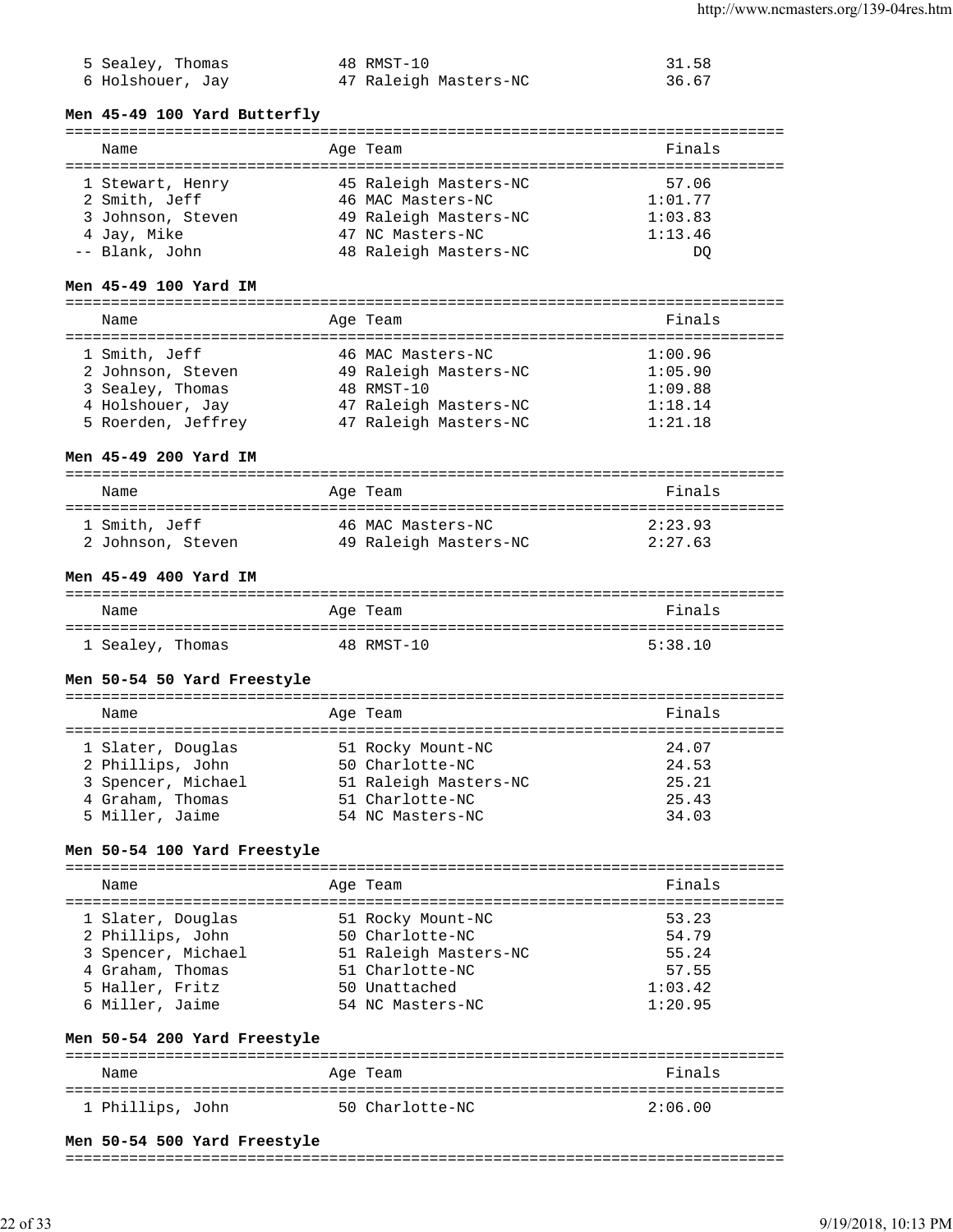| | Name | Age | Team | Finals |
|---|---|---|---|---|
| 5 | Sealey, Thomas | 48 | RMST-10 | 31.58 |
| 6 | Holshouer, Jay | 47 | Raleigh Masters-NC | 36.67 |

**Men 45-49 100 Yard Butterfly**

| | Name | Age | Team | Finals |
|---|---|---|---|---|
| 1 | Stewart, Henry | 45 | Raleigh Masters-NC | 57.06 |
| 2 | Smith, Jeff | 46 | MAC Masters-NC | 1:01.77 |
| 3 | Johnson, Steven | 49 | Raleigh Masters-NC | 1:03.83 |
| 4 | Jay, Mike | 47 | NC Masters-NC | 1:13.46 |
| -- | Blank, John | 48 | Raleigh Masters-NC | DQ |

**Men 45-49 100 Yard IM**

| | Name | Age | Team | Finals |
|---|---|---|---|---|
| 1 | Smith, Jeff | 46 | MAC Masters-NC | 1:00.96 |
| 2 | Johnson, Steven | 49 | Raleigh Masters-NC | 1:05.90 |
| 3 | Sealey, Thomas | 48 | RMST-10 | 1:09.88 |
| 4 | Holshouer, Jay | 47 | Raleigh Masters-NC | 1:18.14 |
| 5 | Roerden, Jeffrey | 47 | Raleigh Masters-NC | 1:21.18 |

**Men 45-49 200 Yard IM**

| | Name | Age | Team | Finals |
|---|---|---|---|---|
| 1 | Smith, Jeff | 46 | MAC Masters-NC | 2:23.93 |
| 2 | Johnson, Steven | 49 | Raleigh Masters-NC | 2:27.63 |

**Men 45-49 400 Yard IM**

| | Name | Age | Team | Finals |
|---|---|---|---|---|
| 1 | Sealey, Thomas | 48 | RMST-10 | 5:38.10 |

**Men 50-54 50 Yard Freestyle**

| | Name | Age | Team | Finals |
|---|---|---|---|---|
| 1 | Slater, Douglas | 51 | Rocky Mount-NC | 24.07 |
| 2 | Phillips, John | 50 | Charlotte-NC | 24.53 |
| 3 | Spencer, Michael | 51 | Raleigh Masters-NC | 25.21 |
| 4 | Graham, Thomas | 51 | Charlotte-NC | 25.43 |
| 5 | Miller, Jaime | 54 | NC Masters-NC | 34.03 |

**Men 50-54 100 Yard Freestyle**

| | Name | Age | Team | Finals |
|---|---|---|---|---|
| 1 | Slater, Douglas | 51 | Rocky Mount-NC | 53.23 |
| 2 | Phillips, John | 50 | Charlotte-NC | 54.79 |
| 3 | Spencer, Michael | 51 | Raleigh Masters-NC | 55.24 |
| 4 | Graham, Thomas | 51 | Charlotte-NC | 57.55 |
| 5 | Haller, Fritz | 50 | Unattached | 1:03.42 |
| 6 | Miller, Jaime | 54 | NC Masters-NC | 1:20.95 |

**Men 50-54 200 Yard Freestyle**

| | Name | Age | Team | Finals |
|---|---|---|---|---|
| 1 | Phillips, John | 50 | Charlotte-NC | 2:06.00 |

**Men 50-54 500 Yard Freestyle**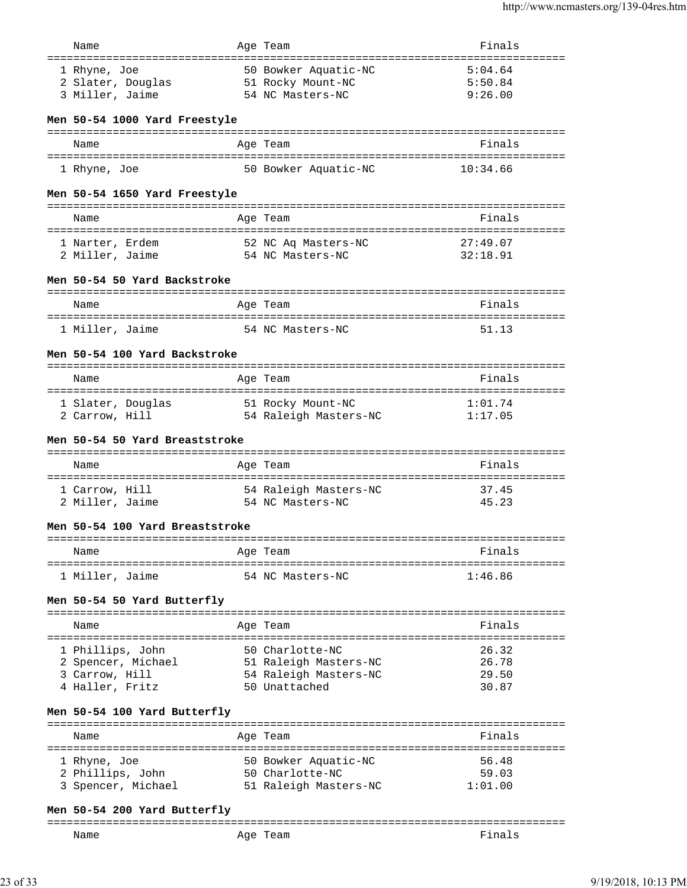| Name | Age | Team | Finals |
|---|---|---|---|
| 1 Rhyne, Joe | 50 | Bowker Aquatic-NC | 5:04.64 |
| 2 Slater, Douglas | 51 | Rocky Mount-NC | 5:50.84 |
| 3 Miller, Jaime | 54 | NC Masters-NC | 9:26.00 |

**Men 50-54 1000 Yard Freestyle**

| Name | Age | Team | Finals |
|---|---|---|---|
| 1 Rhyne, Joe | 50 | Bowker Aquatic-NC | 10:34.66 |

**Men 50-54 1650 Yard Freestyle**

| Name | Age | Team | Finals |
|---|---|---|---|
| 1 Narter, Erdem | 52 | NC Aq Masters-NC | 27:49.07 |
| 2 Miller, Jaime | 54 | NC Masters-NC | 32:18.91 |

**Men 50-54 50 Yard Backstroke**

| Name | Age | Team | Finals |
|---|---|---|---|
| 1 Miller, Jaime | 54 | NC Masters-NC | 51.13 |

**Men 50-54 100 Yard Backstroke**

| Name | Age | Team | Finals |
|---|---|---|---|
| 1 Slater, Douglas | 51 | Rocky Mount-NC | 1:01.74 |
| 2 Carrow, Hill | 54 | Raleigh Masters-NC | 1:17.05 |

**Men 50-54 50 Yard Breaststroke**

| Name | Age | Team | Finals |
|---|---|---|---|
| 1 Carrow, Hill | 54 | Raleigh Masters-NC | 37.45 |
| 2 Miller, Jaime | 54 | NC Masters-NC | 45.23 |

**Men 50-54 100 Yard Breaststroke**

| Name | Age | Team | Finals |
|---|---|---|---|
| 1 Miller, Jaime | 54 | NC Masters-NC | 1:46.86 |

**Men 50-54 50 Yard Butterfly**

| Name | Age | Team | Finals |
|---|---|---|---|
| 1 Phillips, John | 50 | Charlotte-NC | 26.32 |
| 2 Spencer, Michael | 51 | Raleigh Masters-NC | 26.78 |
| 3 Carrow, Hill | 54 | Raleigh Masters-NC | 29.50 |
| 4 Haller, Fritz | 50 | Unattached | 30.87 |

**Men 50-54 100 Yard Butterfly**

| Name | Age | Team | Finals |
|---|---|---|---|
| 1 Rhyne, Joe | 50 | Bowker Aquatic-NC | 56.48 |
| 2 Phillips, John | 50 | Charlotte-NC | 59.03 |
| 3 Spencer, Michael | 51 | Raleigh Masters-NC | 1:01.00 |

**Men 50-54 200 Yard Butterfly**

| Name | Age | Team | Finals |
|---|---|---|---|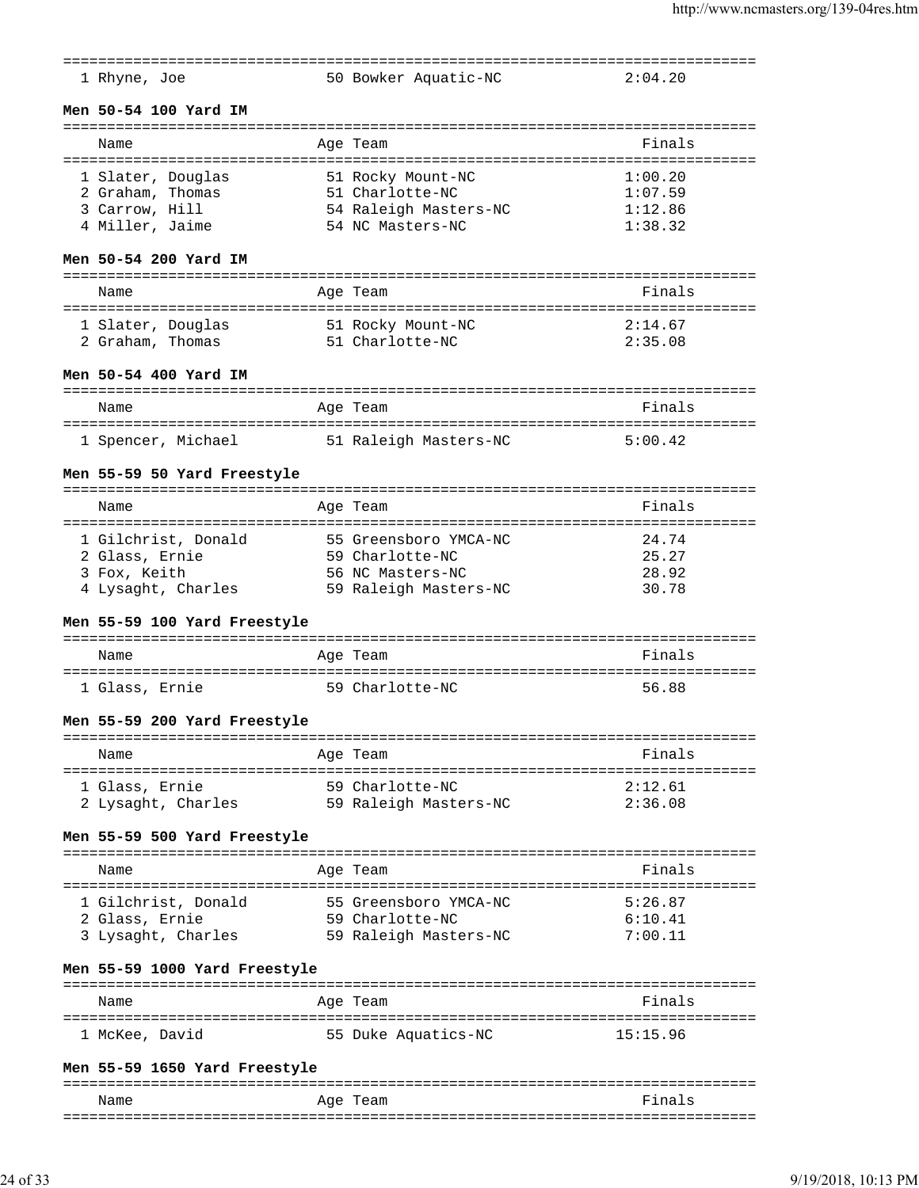| | Name | Age | Team | Finals |
|---|---|---|---|---|
| 1 | Rhyne, Joe | 50 | Bowker Aquatic-NC | 2:04.20 |

**Men 50-54 100 Yard IM**

| | Name | Age | Team | Finals |
|---|---|---|---|---|
| 1 | Slater, Douglas | 51 | Rocky Mount-NC | 1:00.20 |
| 2 | Graham, Thomas | 51 | Charlotte-NC | 1:07.59 |
| 3 | Carrow, Hill | 54 | Raleigh Masters-NC | 1:12.86 |
| 4 | Miller, Jaime | 54 | NC Masters-NC | 1:38.32 |

**Men 50-54 200 Yard IM**

| | Name | Age | Team | Finals |
|---|---|---|---|---|
| 1 | Slater, Douglas | 51 | Rocky Mount-NC | 2:14.67 |
| 2 | Graham, Thomas | 51 | Charlotte-NC | 2:35.08 |

**Men 50-54 400 Yard IM**

| | Name | Age | Team | Finals |
|---|---|---|---|---|
| 1 | Spencer, Michael | 51 | Raleigh Masters-NC | 5:00.42 |

**Men 55-59 50 Yard Freestyle**

| | Name | Age | Team | Finals |
|---|---|---|---|---|
| 1 | Gilchrist, Donald | 55 | Greensboro YMCA-NC | 24.74 |
| 2 | Glass, Ernie | 59 | Charlotte-NC | 25.27 |
| 3 | Fox, Keith | 56 | NC Masters-NC | 28.92 |
| 4 | Lysaght, Charles | 59 | Raleigh Masters-NC | 30.78 |

**Men 55-59 100 Yard Freestyle**

| | Name | Age | Team | Finals |
|---|---|---|---|---|
| 1 | Glass, Ernie | 59 | Charlotte-NC | 56.88 |

**Men 55-59 200 Yard Freestyle**

| | Name | Age | Team | Finals |
|---|---|---|---|---|
| 1 | Glass, Ernie | 59 | Charlotte-NC | 2:12.61 |
| 2 | Lysaght, Charles | 59 | Raleigh Masters-NC | 2:36.08 |

**Men 55-59 500 Yard Freestyle**

| | Name | Age | Team | Finals |
|---|---|---|---|---|
| 1 | Gilchrist, Donald | 55 | Greensboro YMCA-NC | 5:26.87 |
| 2 | Glass, Ernie | 59 | Charlotte-NC | 6:10.41 |
| 3 | Lysaght, Charles | 59 | Raleigh Masters-NC | 7:00.11 |

**Men 55-59 1000 Yard Freestyle**

| | Name | Age | Team | Finals |
|---|---|---|---|---|
| 1 | McKee, David | 55 | Duke Aquatics-NC | 15:15.96 |

**Men 55-59 1650 Yard Freestyle**

| | Name | Age | Team | Finals |
|---|---|---|---|---|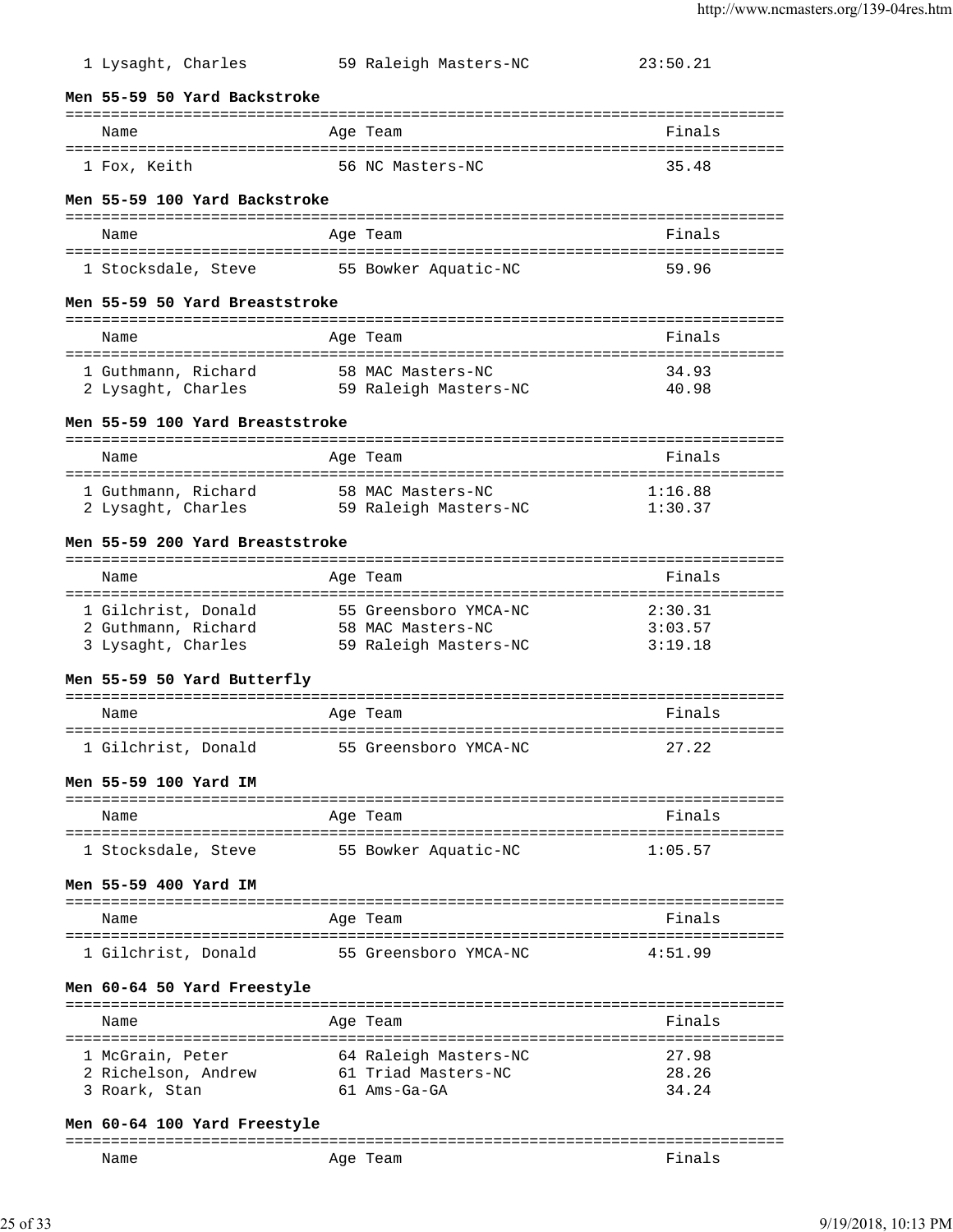| Place | Name | Age | Team | Finals |
|---|---|---|---|---|
| 1 | Lysaght, Charles | 59 | Raleigh Masters-NC | 23:50.21 |

### Men 55-59 50 Yard Backstroke

| Place | Name | Age | Team | Finals |
|---|---|---|---|---|
| 1 | Fox, Keith | 56 | NC Masters-NC | 35.48 |

### Men 55-59 100 Yard Backstroke

| Place | Name | Age | Team | Finals |
|---|---|---|---|---|
| 1 | Stocksdale, Steve | 55 | Bowker Aquatic-NC | 59.96 |

### Men 55-59 50 Yard Breaststroke

| Place | Name | Age | Team | Finals |
|---|---|---|---|---|
| 1 | Guthmann, Richard | 58 | MAC Masters-NC | 34.93 |
| 2 | Lysaght, Charles | 59 | Raleigh Masters-NC | 40.98 |

### Men 55-59 100 Yard Breaststroke

| Place | Name | Age | Team | Finals |
|---|---|---|---|---|
| 1 | Guthmann, Richard | 58 | MAC Masters-NC | 1:16.88 |
| 2 | Lysaght, Charles | 59 | Raleigh Masters-NC | 1:30.37 |

### Men 55-59 200 Yard Breaststroke

| Place | Name | Age | Team | Finals |
|---|---|---|---|---|
| 1 | Gilchrist, Donald | 55 | Greensboro YMCA-NC | 2:30.31 |
| 2 | Guthmann, Richard | 58 | MAC Masters-NC | 3:03.57 |
| 3 | Lysaght, Charles | 59 | Raleigh Masters-NC | 3:19.18 |

### Men 55-59 50 Yard Butterfly

| Place | Name | Age | Team | Finals |
|---|---|---|---|---|
| 1 | Gilchrist, Donald | 55 | Greensboro YMCA-NC | 27.22 |

### Men 55-59 100 Yard IM

| Place | Name | Age | Team | Finals |
|---|---|---|---|---|
| 1 | Stocksdale, Steve | 55 | Bowker Aquatic-NC | 1:05.57 |

### Men 55-59 400 Yard IM

| Place | Name | Age | Team | Finals |
|---|---|---|---|---|
| 1 | Gilchrist, Donald | 55 | Greensboro YMCA-NC | 4:51.99 |

### Men 60-64 50 Yard Freestyle

| Place | Name | Age | Team | Finals |
|---|---|---|---|---|
| 1 | McGrain, Peter | 64 | Raleigh Masters-NC | 27.98 |
| 2 | Richelson, Andrew | 61 | Triad Masters-NC | 28.26 |
| 3 | Roark, Stan | 61 | Ams-Ga-GA | 34.24 |

### Men 60-64 100 Yard Freestyle

| Place | Name | Age | Team | Finals |
|---|---|---|---|---|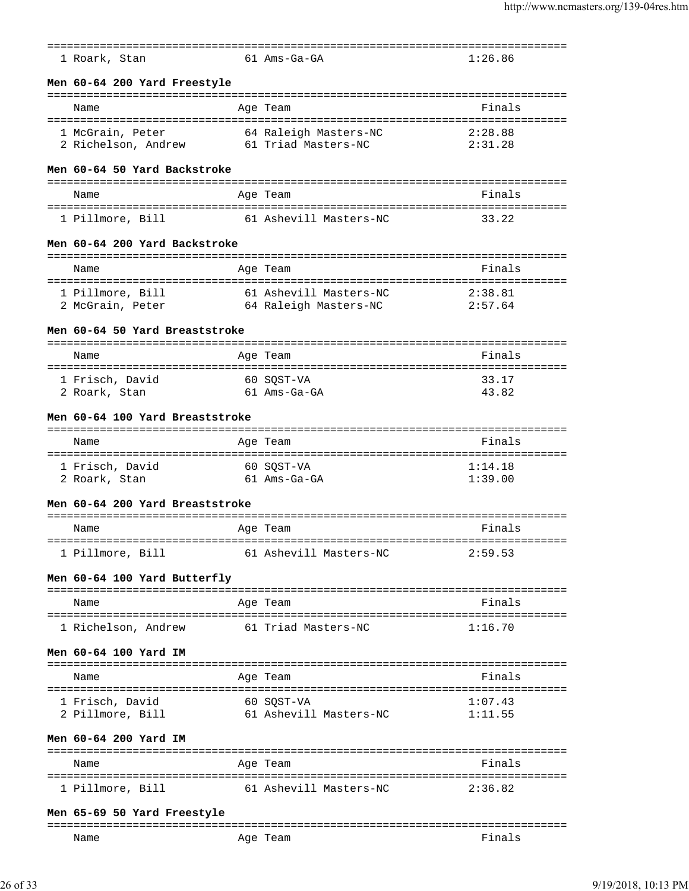| | Name | Age | Team | Finals |
|---|---|---|---|---|
| 1 | Roark, Stan | 61 | Ams-Ga-GA | 1:26.86 |

**Men 60-64 200 Yard Freestyle**

| | Name | Age | Team | Finals |
|---|---|---|---|---|
| 1 | McGrain, Peter | 64 | Raleigh Masters-NC | 2:28.88 |
| 2 | Richelson, Andrew | 61 | Triad Masters-NC | 2:31.28 |

**Men 60-64 50 Yard Backstroke**

| | Name | Age | Team | Finals |
|---|---|---|---|---|
| 1 | Pillmore, Bill | 61 | Ashevill Masters-NC | 33.22 |

**Men 60-64 200 Yard Backstroke**

| | Name | Age | Team | Finals |
|---|---|---|---|---|
| 1 | Pillmore, Bill | 61 | Ashevill Masters-NC | 2:38.81 |
| 2 | McGrain, Peter | 64 | Raleigh Masters-NC | 2:57.64 |

**Men 60-64 50 Yard Breaststroke**

| | Name | Age | Team | Finals |
|---|---|---|---|---|
| 1 | Frisch, David | 60 | SQST-VA | 33.17 |
| 2 | Roark, Stan | 61 | Ams-Ga-GA | 43.82 |

**Men 60-64 100 Yard Breaststroke**

| | Name | Age | Team | Finals |
|---|---|---|---|---|
| 1 | Frisch, David | 60 | SQST-VA | 1:14.18 |
| 2 | Roark, Stan | 61 | Ams-Ga-GA | 1:39.00 |

**Men 60-64 200 Yard Breaststroke**

| | Name | Age | Team | Finals |
|---|---|---|---|---|
| 1 | Pillmore, Bill | 61 | Ashevill Masters-NC | 2:59.53 |

**Men 60-64 100 Yard Butterfly**

| | Name | Age | Team | Finals |
|---|---|---|---|---|
| 1 | Richelson, Andrew | 61 | Triad Masters-NC | 1:16.70 |

**Men 60-64 100 Yard IM**

| | Name | Age | Team | Finals |
|---|---|---|---|---|
| 1 | Frisch, David | 60 | SQST-VA | 1:07.43 |
| 2 | Pillmore, Bill | 61 | Ashevill Masters-NC | 1:11.55 |

**Men 60-64 200 Yard IM**

| | Name | Age | Team | Finals |
|---|---|---|---|---|
| 1 | Pillmore, Bill | 61 | Ashevill Masters-NC | 2:36.82 |

**Men 65-69 50 Yard Freestyle**

| | Name | Age | Team | Finals |
|---|---|---|---|---|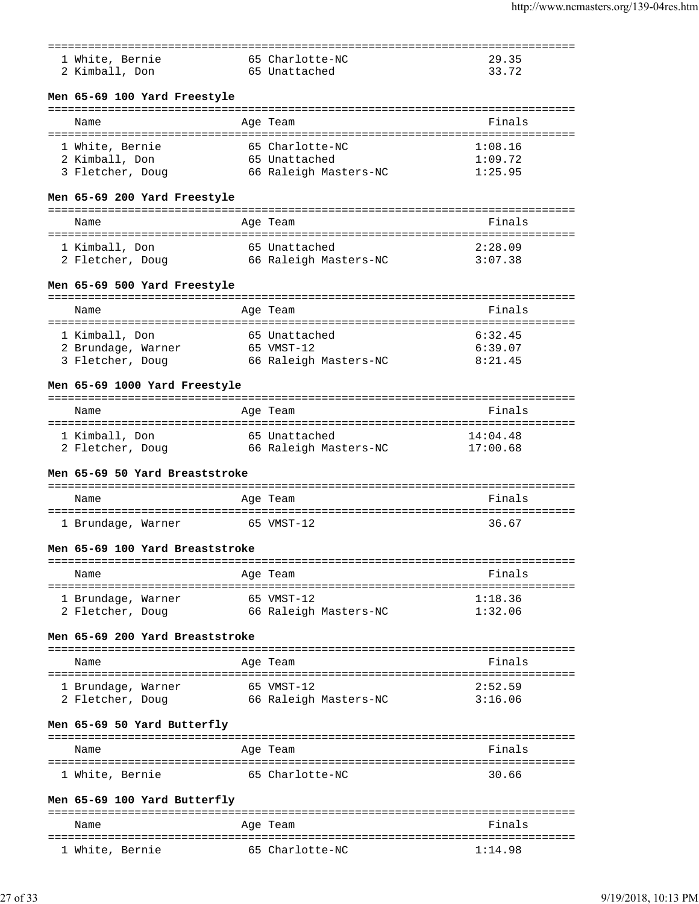| Name | Age | Team | Finals |
|---|---|---|---|
| 1 White, Bernie | 65 | Charlotte-NC | 29.35 |
| 2 Kimball, Don | 65 | Unattached | 33.72 |

**Men 65-69 100 Yard Freestyle**

| Name | Age | Team | Finals |
|---|---|---|---|
| 1 White, Bernie | 65 | Charlotte-NC | 1:08.16 |
| 2 Kimball, Don | 65 | Unattached | 1:09.72 |
| 3 Fletcher, Doug | 66 | Raleigh Masters-NC | 1:25.95 |

**Men 65-69 200 Yard Freestyle**

| Name | Age | Team | Finals |
|---|---|---|---|
| 1 Kimball, Don | 65 | Unattached | 2:28.09 |
| 2 Fletcher, Doug | 66 | Raleigh Masters-NC | 3:07.38 |

**Men 65-69 500 Yard Freestyle**

| Name | Age | Team | Finals |
|---|---|---|---|
| 1 Kimball, Don | 65 | Unattached | 6:32.45 |
| 2 Brundage, Warner | 65 | VMST-12 | 6:39.07 |
| 3 Fletcher, Doug | 66 | Raleigh Masters-NC | 8:21.45 |

**Men 65-69 1000 Yard Freestyle**

| Name | Age | Team | Finals |
|---|---|---|---|
| 1 Kimball, Don | 65 | Unattached | 14:04.48 |
| 2 Fletcher, Doug | 66 | Raleigh Masters-NC | 17:00.68 |

**Men 65-69 50 Yard Breaststroke**

| Name | Age | Team | Finals |
|---|---|---|---|
| 1 Brundage, Warner | 65 | VMST-12 | 36.67 |

**Men 65-69 100 Yard Breaststroke**

| Name | Age | Team | Finals |
|---|---|---|---|
| 1 Brundage, Warner | 65 | VMST-12 | 1:18.36 |
| 2 Fletcher, Doug | 66 | Raleigh Masters-NC | 1:32.06 |

**Men 65-69 200 Yard Breaststroke**

| Name | Age | Team | Finals |
|---|---|---|---|
| 1 Brundage, Warner | 65 | VMST-12 | 2:52.59 |
| 2 Fletcher, Doug | 66 | Raleigh Masters-NC | 3:16.06 |

**Men 65-69 50 Yard Butterfly**

| Name | Age | Team | Finals |
|---|---|---|---|
| 1 White, Bernie | 65 | Charlotte-NC | 30.66 |

**Men 65-69 100 Yard Butterfly**

| Name | Age | Team | Finals |
|---|---|---|---|
| 1 White, Bernie | 65 | Charlotte-NC | 1:14.98 |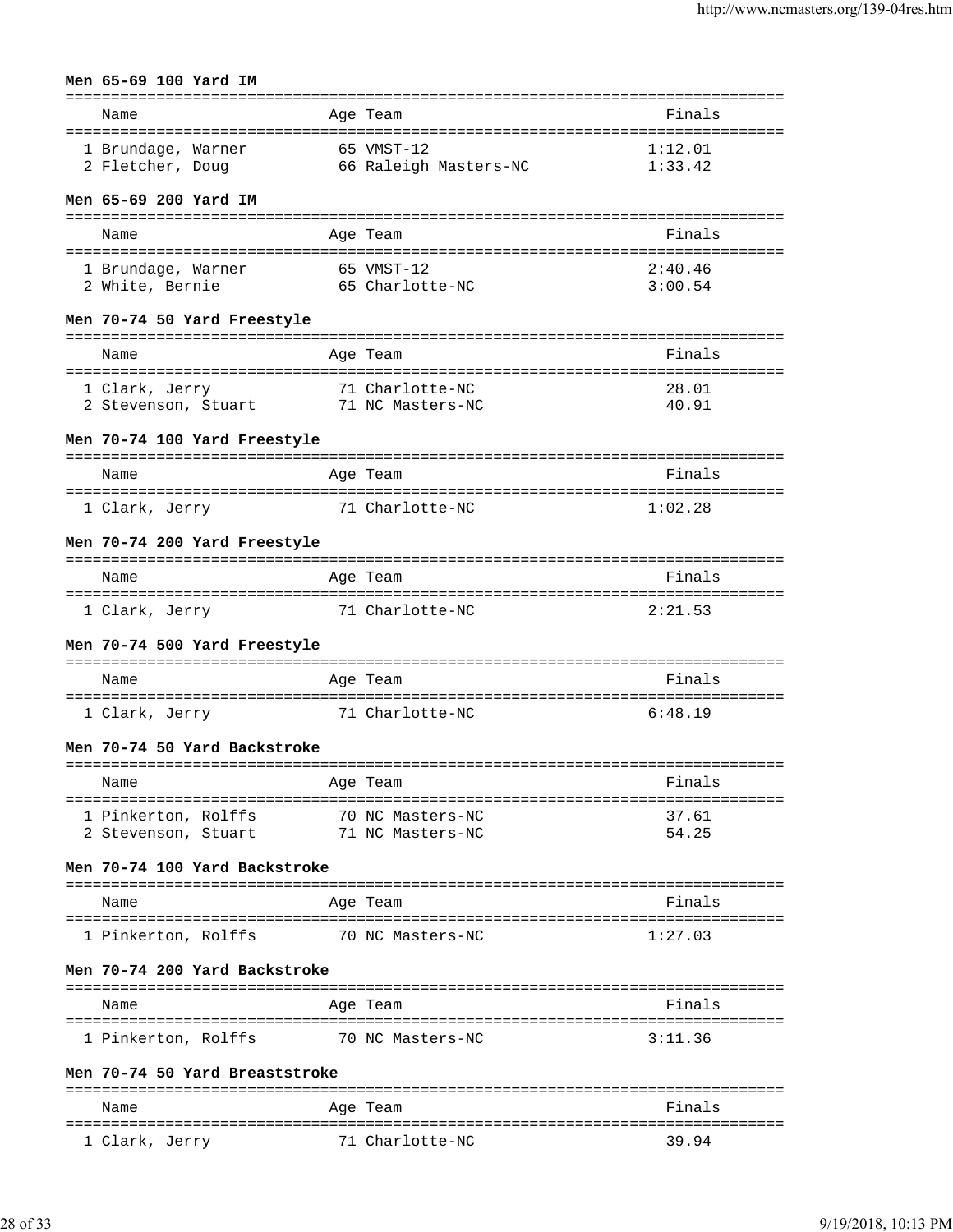**Men 65-69 100 Yard IM**

| Name | Age | Team | Finals |
|---|---|---|---|
| 1 Brundage, Warner | 65 | VMST-12 | 1:12.01 |
| 2 Fletcher, Doug | 66 | Raleigh Masters-NC | 1:33.42 |

**Men 65-69 200 Yard IM**

| Name | Age | Team | Finals |
|---|---|---|---|
| 1 Brundage, Warner | 65 | VMST-12 | 2:40.46 |
| 2 White, Bernie | 65 | Charlotte-NC | 3:00.54 |

**Men 70-74 50 Yard Freestyle**

| Name | Age | Team | Finals |
|---|---|---|---|
| 1 Clark, Jerry | 71 | Charlotte-NC | 28.01 |
| 2 Stevenson, Stuart | 71 | NC Masters-NC | 40.91 |

**Men 70-74 100 Yard Freestyle**

| Name | Age | Team | Finals |
|---|---|---|---|
| 1 Clark, Jerry | 71 | Charlotte-NC | 1:02.28 |

**Men 70-74 200 Yard Freestyle**

| Name | Age | Team | Finals |
|---|---|---|---|
| 1 Clark, Jerry | 71 | Charlotte-NC | 2:21.53 |

**Men 70-74 500 Yard Freestyle**

| Name | Age | Team | Finals |
|---|---|---|---|
| 1 Clark, Jerry | 71 | Charlotte-NC | 6:48.19 |

**Men 70-74 50 Yard Backstroke**

| Name | Age | Team | Finals |
|---|---|---|---|
| 1 Pinkerton, Rolffs | 70 | NC Masters-NC | 37.61 |
| 2 Stevenson, Stuart | 71 | NC Masters-NC | 54.25 |

**Men 70-74 100 Yard Backstroke**

| Name | Age | Team | Finals |
|---|---|---|---|
| 1 Pinkerton, Rolffs | 70 | NC Masters-NC | 1:27.03 |

**Men 70-74 200 Yard Backstroke**

| Name | Age | Team | Finals |
|---|---|---|---|
| 1 Pinkerton, Rolffs | 70 | NC Masters-NC | 3:11.36 |

**Men 70-74 50 Yard Breaststroke**

| Name | Age | Team | Finals |
|---|---|---|---|
| 1 Clark, Jerry | 71 | Charlotte-NC | 39.94 |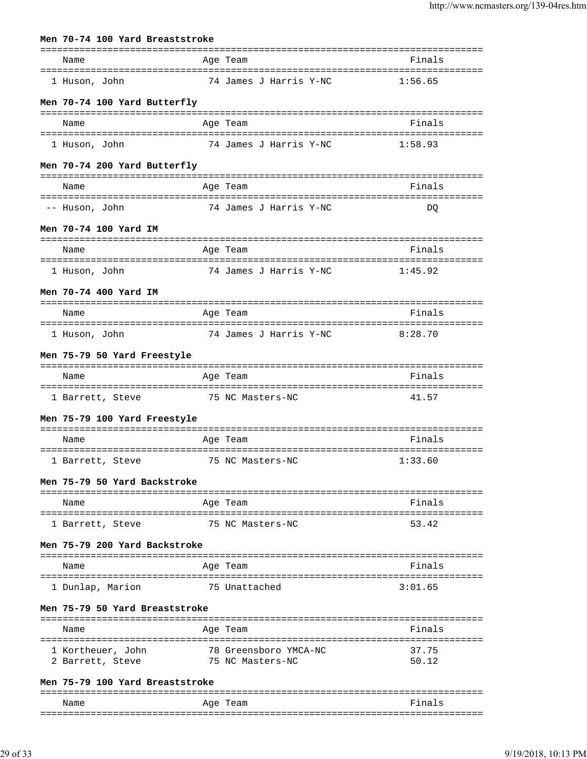### Men 70-74 100 Yard Breaststroke

| | Name | Age | Team | Finals |
|---|---|---|---|---|
| 1 | Huson, John | 74 | James J Harris Y-NC | 1:56.65 |

### Men 70-74 100 Yard Butterfly

| | Name | Age | Team | Finals |
|---|---|---|---|---|
| 1 | Huson, John | 74 | James J Harris Y-NC | 1:58.93 |

### Men 70-74 200 Yard Butterfly

| | Name | Age | Team | Finals |
|---|---|---|---|---|
| -- | Huson, John | 74 | James J Harris Y-NC | DQ |

### Men 70-74 100 Yard IM

| | Name | Age | Team | Finals |
|---|---|---|---|---|
| 1 | Huson, John | 74 | James J Harris Y-NC | 1:45.92 |

### Men 70-74 400 Yard IM

| | Name | Age | Team | Finals |
|---|---|---|---|---|
| 1 | Huson, John | 74 | James J Harris Y-NC | 8:28.70 |

### Men 75-79 50 Yard Freestyle

| | Name | Age | Team | Finals |
|---|---|---|---|---|
| 1 | Barrett, Steve | 75 | NC Masters-NC | 41.57 |

### Men 75-79 100 Yard Freestyle

| | Name | Age | Team | Finals |
|---|---|---|---|---|
| 1 | Barrett, Steve | 75 | NC Masters-NC | 1:33.60 |

### Men 75-79 50 Yard Backstroke

| | Name | Age | Team | Finals |
|---|---|---|---|---|
| 1 | Barrett, Steve | 75 | NC Masters-NC | 53.42 |

### Men 75-79 200 Yard Backstroke

| | Name | Age | Team | Finals |
|---|---|---|---|---|
| 1 | Dunlap, Marion | 75 | Unattached | 3:01.65 |

### Men 75-79 50 Yard Breaststroke

| | Name | Age | Team | Finals |
|---|---|---|---|---|
| 1 | Kortheuer, John | 78 | Greensboro YMCA-NC | 37.75 |
| 2 | Barrett, Steve | 75 | NC Masters-NC | 50.12 |

### Men 75-79 100 Yard Breaststroke

| | Name | Age | Team | Finals |
|---|---|---|---|---|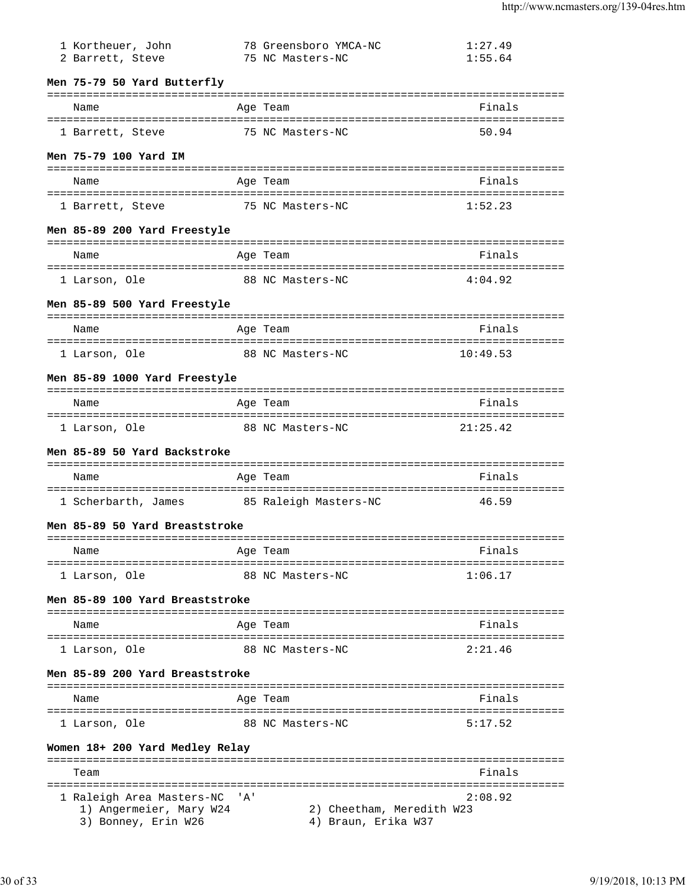| | Name | Age | Team | Finals |
|---|---|---|---|---|
| 1 | Kortheuer, John | 78 | Greensboro YMCA-NC | 1:27.49 |
| 2 | Barrett, Steve | 75 | NC Masters-NC | 1:55.64 |

**Men 75-79 50 Yard Butterfly**

| | Name | Age | Team | Finals |
|---|---|---|---|---|
| 1 | Barrett, Steve | 75 | NC Masters-NC | 50.94 |

**Men 75-79 100 Yard IM**

| | Name | Age | Team | Finals |
|---|---|---|---|---|
| 1 | Barrett, Steve | 75 | NC Masters-NC | 1:52.23 |

**Men 85-89 200 Yard Freestyle**

| | Name | Age | Team | Finals |
|---|---|---|---|---|
| 1 | Larson, Ole | 88 | NC Masters-NC | 4:04.92 |

**Men 85-89 500 Yard Freestyle**

| | Name | Age | Team | Finals |
|---|---|---|---|---|
| 1 | Larson, Ole | 88 | NC Masters-NC | 10:49.53 |

**Men 85-89 1000 Yard Freestyle**

| | Name | Age | Team | Finals |
|---|---|---|---|---|
| 1 | Larson, Ole | 88 | NC Masters-NC | 21:25.42 |

**Men 85-89 50 Yard Backstroke**

| | Name | Age | Team | Finals |
|---|---|---|---|---|
| 1 | Scherbarth, James | 85 | Raleigh Masters-NC | 46.59 |

**Men 85-89 50 Yard Breaststroke**

| | Name | Age | Team | Finals |
|---|---|---|---|---|
| 1 | Larson, Ole | 88 | NC Masters-NC | 1:06.17 |

**Men 85-89 100 Yard Breaststroke**

| | Name | Age | Team | Finals |
|---|---|---|---|---|
| 1 | Larson, Ole | 88 | NC Masters-NC | 2:21.46 |

**Men 85-89 200 Yard Breaststroke**

| | Name | Age | Team | Finals |
|---|---|---|---|---|
| 1 | Larson, Ole | 88 | NC Masters-NC | 5:17.52 |

**Women 18+ 200 Yard Medley Relay**

| | Team | Finals |
|---|---|---|
| 1 | Raleigh Area Masters-NC 'A' | 2:08.92 |

1) Angermeier, Mary W24 2) Cheetham, Meredith W23
3) Bonney, Erin W26 4) Braun, Erika W37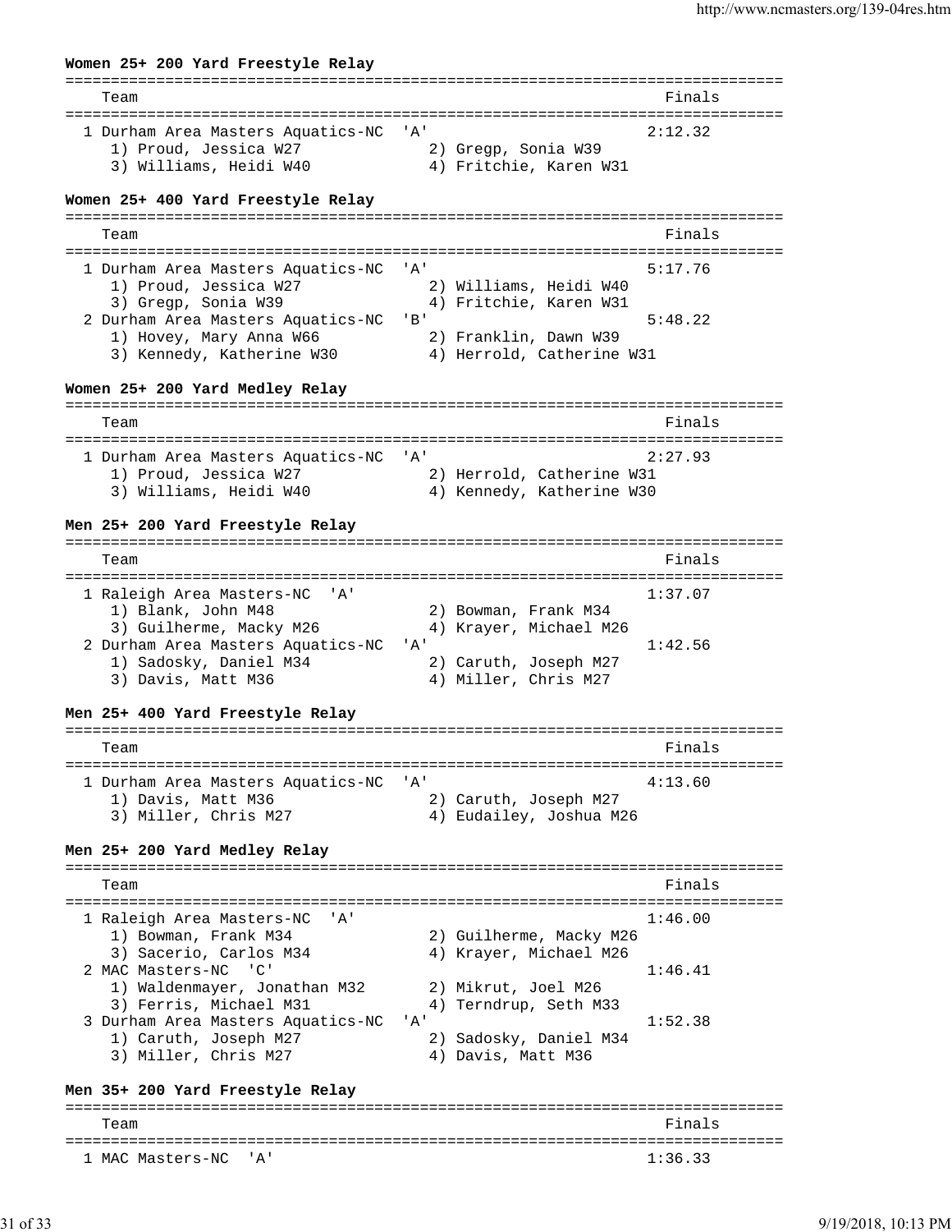**Women 25+ 200 Yard Freestyle Relay**

| Team | Finals |
|---|---|
| 1 Durham Area Masters Aquatics-NC 'A' | 2:12.32 |
| 1) Proud, Jessica W27 2) Gregp, Sonia W39 | |
| 3) Williams, Heidi W40 4) Fritchie, Karen W31 | |

**Women 25+ 400 Yard Freestyle Relay**

| Team | Finals |
|---|---|
| 1 Durham Area Masters Aquatics-NC 'A' | 5:17.76 |
| 1) Proud, Jessica W27 2) Williams, Heidi W40 | |
| 3) Gregp, Sonia W39 4) Fritchie, Karen W31 | |
| 2 Durham Area Masters Aquatics-NC 'B' | 5:48.22 |
| 1) Hovey, Mary Anna W66 2) Franklin, Dawn W39 | |
| 3) Kennedy, Katherine W30 4) Herrold, Catherine W31 | |

**Women 25+ 200 Yard Medley Relay**

| Team | Finals |
|---|---|
| 1 Durham Area Masters Aquatics-NC 'A' | 2:27.93 |
| 1) Proud, Jessica W27 2) Herrold, Catherine W31 | |
| 3) Williams, Heidi W40 4) Kennedy, Katherine W30 | |

**Men 25+ 200 Yard Freestyle Relay**

| Team | Finals |
|---|---|
| 1 Raleigh Area Masters-NC 'A' | 1:37.07 |
| 1) Blank, John M48 2) Bowman, Frank M34 | |
| 3) Guilherme, Macky M26 4) Krayer, Michael M26 | |
| 2 Durham Area Masters Aquatics-NC 'A' | 1:42.56 |
| 1) Sadosky, Daniel M34 2) Caruth, Joseph M27 | |
| 3) Davis, Matt M36 4) Miller, Chris M27 | |

**Men 25+ 400 Yard Freestyle Relay**

| Team | Finals |
|---|---|
| 1 Durham Area Masters Aquatics-NC 'A' | 4:13.60 |
| 1) Davis, Matt M36 2) Caruth, Joseph M27 | |
| 3) Miller, Chris M27 4) Eudailey, Joshua M26 | |

**Men 25+ 200 Yard Medley Relay**

| Team | Finals |
|---|---|
| 1 Raleigh Area Masters-NC 'A' | 1:46.00 |
| 1) Bowman, Frank M34 2) Guilherme, Macky M26 | |
| 3) Sacerio, Carlos M34 4) Krayer, Michael M26 | |
| 2 MAC Masters-NC 'C' | 1:46.41 |
| 1) Waldenmayer, Jonathan M32 2) Mikrut, Joel M26 | |
| 3) Ferris, Michael M31 4) Terndrup, Seth M33 | |
| 3 Durham Area Masters Aquatics-NC 'A' | 1:52.38 |
| 1) Caruth, Joseph M27 2) Sadosky, Daniel M34 | |
| 3) Miller, Chris M27 4) Davis, Matt M36 | |

**Men 35+ 200 Yard Freestyle Relay**

| Team | Finals |
|---|---|
| 1 MAC Masters-NC 'A' | 1:36.33 |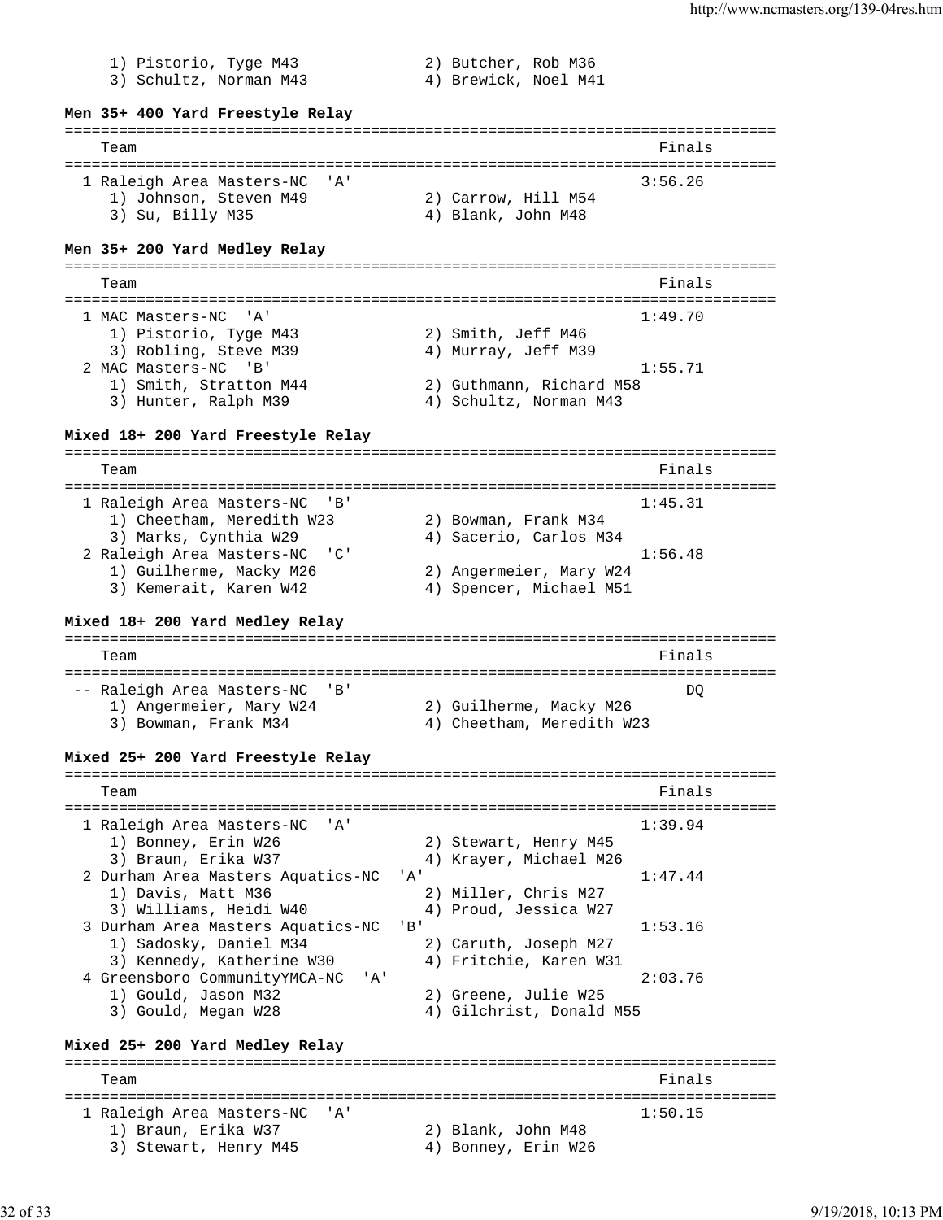1) Pistorio, Tyge M43 2) Butcher, Rob M36
3) Schultz, Norman M43 4) Brewick, Noel M41

**Men 35+ 400 Yard Freestyle Relay**

| Team | Finals |
|---|---|
| 1 Raleigh Area Masters-NC 'A' | 3:56.26 |
| 1) Johnson, Steven M49 2) Carrow, Hill M54 | |
| 3) Su, Billy M35 4) Blank, John M48 | |

**Men 35+ 200 Yard Medley Relay**

| Team | Finals |
|---|---|
| 1 MAC Masters-NC 'A' | 1:49.70 |
| 1) Pistorio, Tyge M43 2) Smith, Jeff M46 | |
| 3) Robling, Steve M39 4) Murray, Jeff M39 | |
| 2 MAC Masters-NC 'B' | 1:55.71 |
| 1) Smith, Stratton M44 2) Guthmann, Richard M58 | |
| 3) Hunter, Ralph M39 4) Schultz, Norman M43 | |

**Mixed 18+ 200 Yard Freestyle Relay**

| Team | Finals |
|---|---|
| 1 Raleigh Area Masters-NC 'B' | 1:45.31 |
| 1) Cheetham, Meredith W23 2) Bowman, Frank M34 | |
| 3) Marks, Cynthia W29 4) Sacerio, Carlos M34 | |
| 2 Raleigh Area Masters-NC 'C' | 1:56.48 |
| 1) Guilherme, Macky M26 2) Angermeier, Mary W24 | |
| 3) Kemerait, Karen W42 4) Spencer, Michael M51 | |

**Mixed 18+ 200 Yard Medley Relay**

| Team | Finals |
|---|---|
| -- Raleigh Area Masters-NC 'B' | DQ |
| 1) Angermeier, Mary W24 2) Guilherme, Macky M26 | |
| 3) Bowman, Frank M34 4) Cheetham, Meredith W23 | |

**Mixed 25+ 200 Yard Freestyle Relay**

| Team | Finals |
|---|---|
| 1 Raleigh Area Masters-NC 'A' | 1:39.94 |
| 1) Bonney, Erin W26 2) Stewart, Henry M45 | |
| 3) Braun, Erika W37 4) Krayer, Michael M26 | |
| 2 Durham Area Masters Aquatics-NC 'A' | 1:47.44 |
| 1) Davis, Matt M36 2) Miller, Chris M27 | |
| 3) Williams, Heidi W40 4) Proud, Jessica W27 | |
| 3 Durham Area Masters Aquatics-NC 'B' | 1:53.16 |
| 1) Sadosky, Daniel M34 2) Caruth, Joseph M27 | |
| 3) Kennedy, Katherine W30 4) Fritchie, Karen W31 | |
| 4 Greensboro CommunityYMCA-NC 'A' | 2:03.76 |
| 1) Gould, Jason M32 2) Greene, Julie W25 | |
| 3) Gould, Megan W28 4) Gilchrist, Donald M55 | |

**Mixed 25+ 200 Yard Medley Relay**

| Team | Finals |
|---|---|
| 1 Raleigh Area Masters-NC 'A' | 1:50.15 |
| 1) Braun, Erika W37 2) Blank, John M48 | |
| 3) Stewart, Henry M45 4) Bonney, Erin W26 | |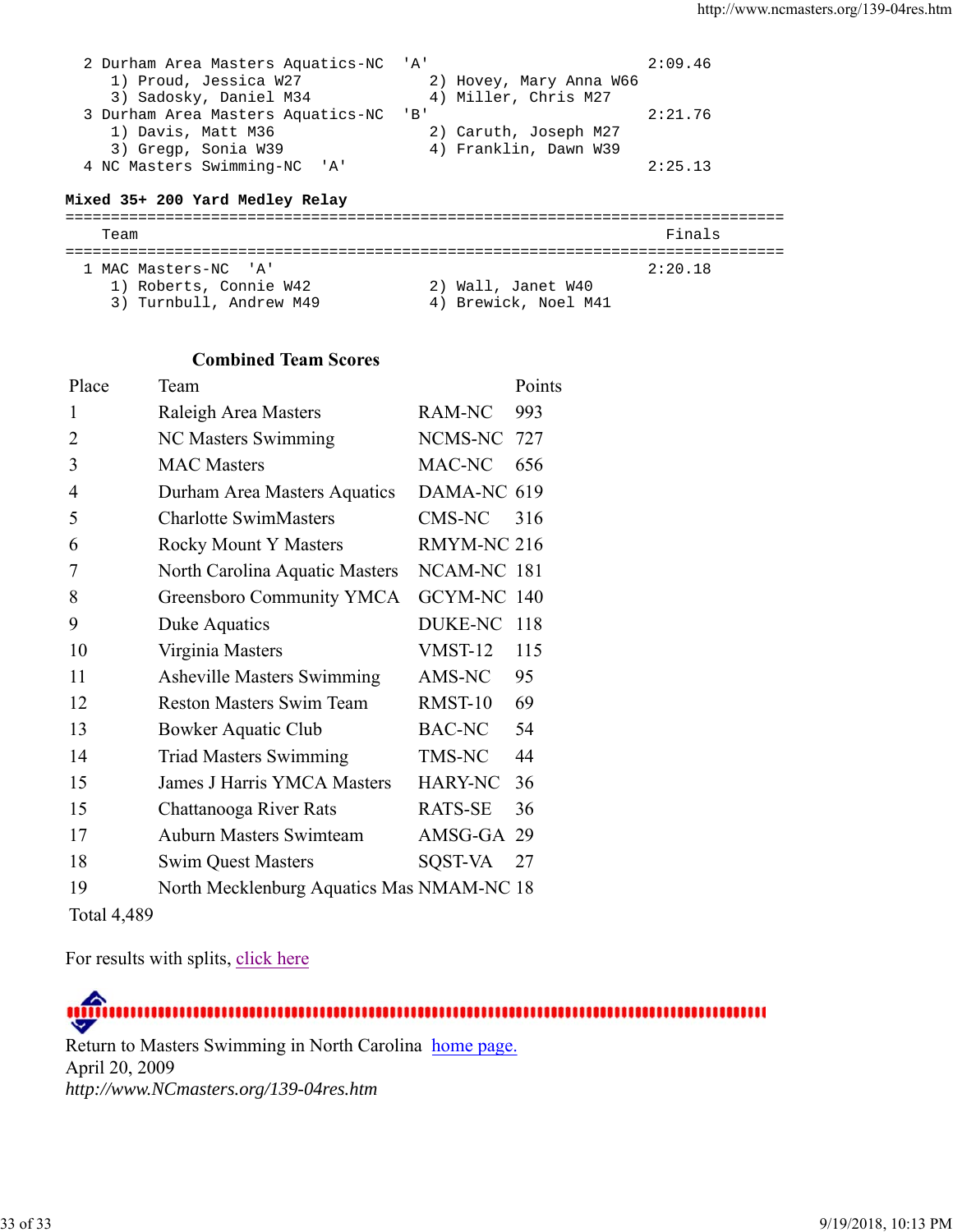```
  2 Durham Area Masters Aquatics-NC  'A'                         2:09.46
     1) Proud, Jessica W27              2) Hovey, Mary Anna W66
     3) Sadosky, Daniel M34             4) Miller, Chris M27
  3 Durham Area Masters Aquatics-NC  'B'                         2:21.76
     1) Davis, Matt M36                 2) Caruth, Joseph M27
     3) Gregp, Sonia W39                4) Franklin, Dawn W39
  4 NC Masters Swimming-NC  'A'                                  2:25.13
```

**Mixed 35+ 200 Yard Medley Relay**

```
===============================================================================
    Team                                                            Finals
===============================================================================
  1 MAC Masters-NC  'A'                                          2:20.18
     1) Roberts, Connie W42             2) Wall, Janet W40
     3) Turnbull, Andrew M49            4) Brewick, Noel M41
```

### Combined Team Scores

| Place | Team | | Points |
|---|---|---|---|
| 1 | Raleigh Area Masters | RAM-NC | 993 |
| 2 | NC Masters Swimming | NCMS-NC | 727 |
| 3 | MAC Masters | MAC-NC | 656 |
| 4 | Durham Area Masters Aquatics | DAMA-NC | 619 |
| 5 | Charlotte SwimMasters | CMS-NC | 316 |
| 6 | Rocky Mount Y Masters | RMYM-NC | 216 |
| 7 | North Carolina Aquatic Masters | NCAM-NC | 181 |
| 8 | Greensboro Community YMCA | GCYM-NC | 140 |
| 9 | Duke Aquatics | DUKE-NC | 118 |
| 10 | Virginia Masters | VMST-12 | 115 |
| 11 | Asheville Masters Swimming | AMS-NC | 95 |
| 12 | Reston Masters Swim Team | RMST-10 | 69 |
| 13 | Bowker Aquatic Club | BAC-NC | 54 |
| 14 | Triad Masters Swimming | TMS-NC | 44 |
| 15 | James J Harris YMCA Masters | HARY-NC | 36 |
| 15 | Chattanooga River Rats | RATS-SE | 36 |
| 17 | Auburn Masters Swimteam | AMSG-GA | 29 |
| 18 | Swim Quest Masters | SQST-VA | 27 |
| 19 | North Mecklenburg Aquatics Mas | NMAM-NC | 18 |

Total 4,489

For results with splits, click here

Return to Masters Swimming in North Carolina home page.
April 20, 2009
*http://www.NCmasters.org/139-04res.htm*